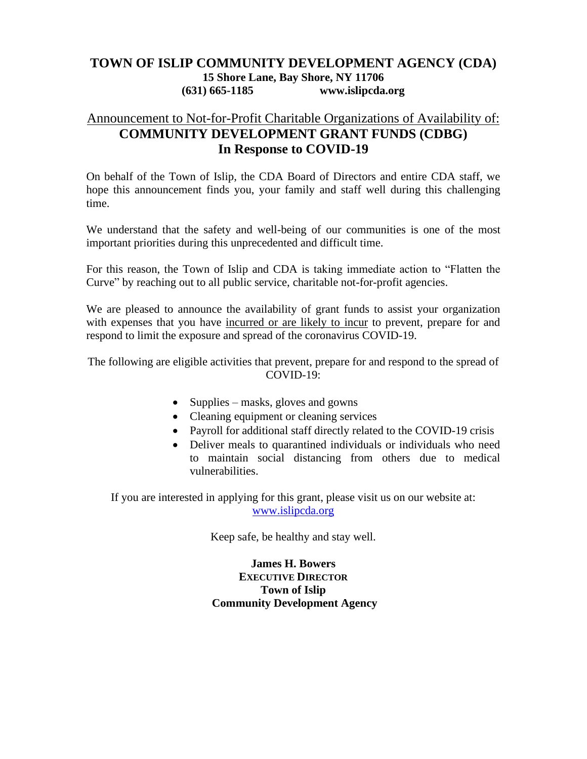# TOWN OF ISLIP COMMUNITY DEVELOPMENT AGENCY (CDA)

**15 Shore Lane, Bay Shore, NY 11706**
**(631) 665-1185 www.islipcda.org**

## Announcement to Not-for-Profit Charitable Organizations of Availability of:
## COMMUNITY DEVELOPMENT GRANT FUNDS (CDBG)
## In Response to COVID-19

On behalf of the Town of Islip, the CDA Board of Directors and entire CDA staff, we hope this announcement finds you, your family and staff well during this challenging time.

We understand that the safety and well-being of our communities is one of the most important priorities during this unprecedented and difficult time.

For this reason, the Town of Islip and CDA is taking immediate action to "Flatten the Curve" by reaching out to all public service, charitable not-for-profit agencies.

We are pleased to announce the availability of grant funds to assist your organization with expenses that you have incurred or are likely to incur to prevent, prepare for and respond to limit the exposure and spread of the coronavirus COVID-19.

The following are eligible activities that prevent, prepare for and respond to the spread of COVID-19:

- Supplies – masks, gloves and gowns
- Cleaning equipment or cleaning services
- Payroll for additional staff directly related to the COVID-19 crisis
- Deliver meals to quarantined individuals or individuals who need to maintain social distancing from others due to medical vulnerabilities.

If you are interested in applying for this grant, please visit us on our website at: www.islipcda.org

Keep safe, be healthy and stay well.

**James H. Bowers**
**EXECUTIVE DIRECTOR**
**Town of Islip**
**Community Development Agency**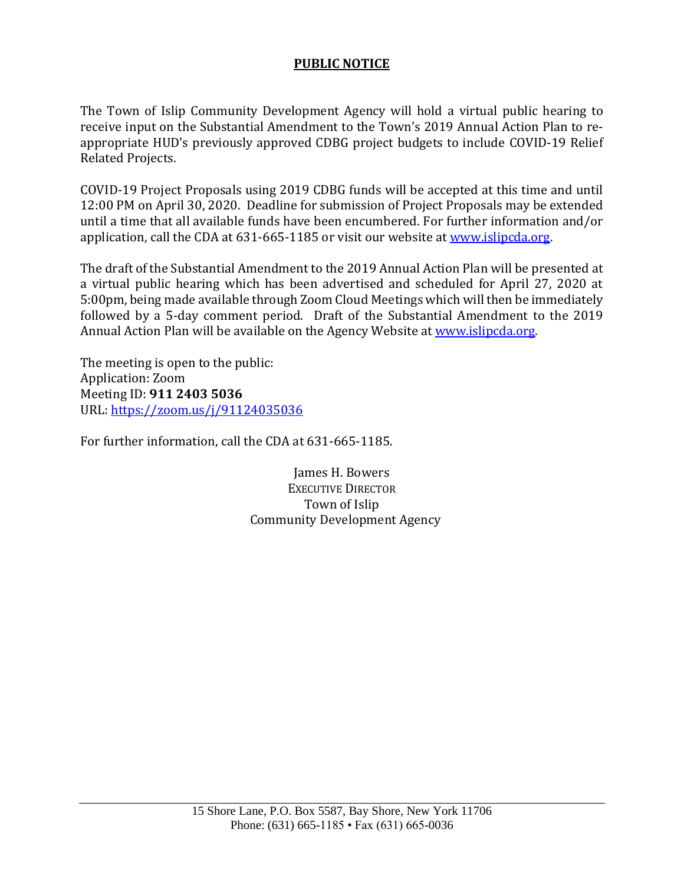# PUBLIC NOTICE

The Town of Islip Community Development Agency will hold a virtual public hearing to receive input on the Substantial Amendment to the Town's 2019 Annual Action Plan to re-appropriate HUD's previously approved CDBG project budgets to include COVID-19 Relief Related Projects.

COVID-19 Project Proposals using 2019 CDBG funds will be accepted at this time and until 12:00 PM on April 30, 2020. Deadline for submission of Project Proposals may be extended until a time that all available funds have been encumbered. For further information and/or application, call the CDA at 631-665-1185 or visit our website at [www.islipcda.org](http://www.islipcda.org).

The draft of the Substantial Amendment to the 2019 Annual Action Plan will be presented at a virtual public hearing which has been advertised and scheduled for April 27, 2020 at 5:00pm, being made available through Zoom Cloud Meetings which will then be immediately followed by a 5-day comment period. Draft of the Substantial Amendment to the 2019 Annual Action Plan will be available on the Agency Website at [www.islipcda.org](http://www.islipcda.org).

The meeting is open to the public:
Application: Zoom
Meeting ID: **911 2403 5036**
URL: [https://zoom.us/j/91124035036](https://zoom.us/j/91124035036)

For further information, call the CDA at 631-665-1185.

James H. Bowers
EXECUTIVE DIRECTOR
Town of Islip
Community Development Agency

15 Shore Lane, P.O. Box 5587, Bay Shore, New York 11706
Phone: (631) 665-1185 • Fax (631) 665-0036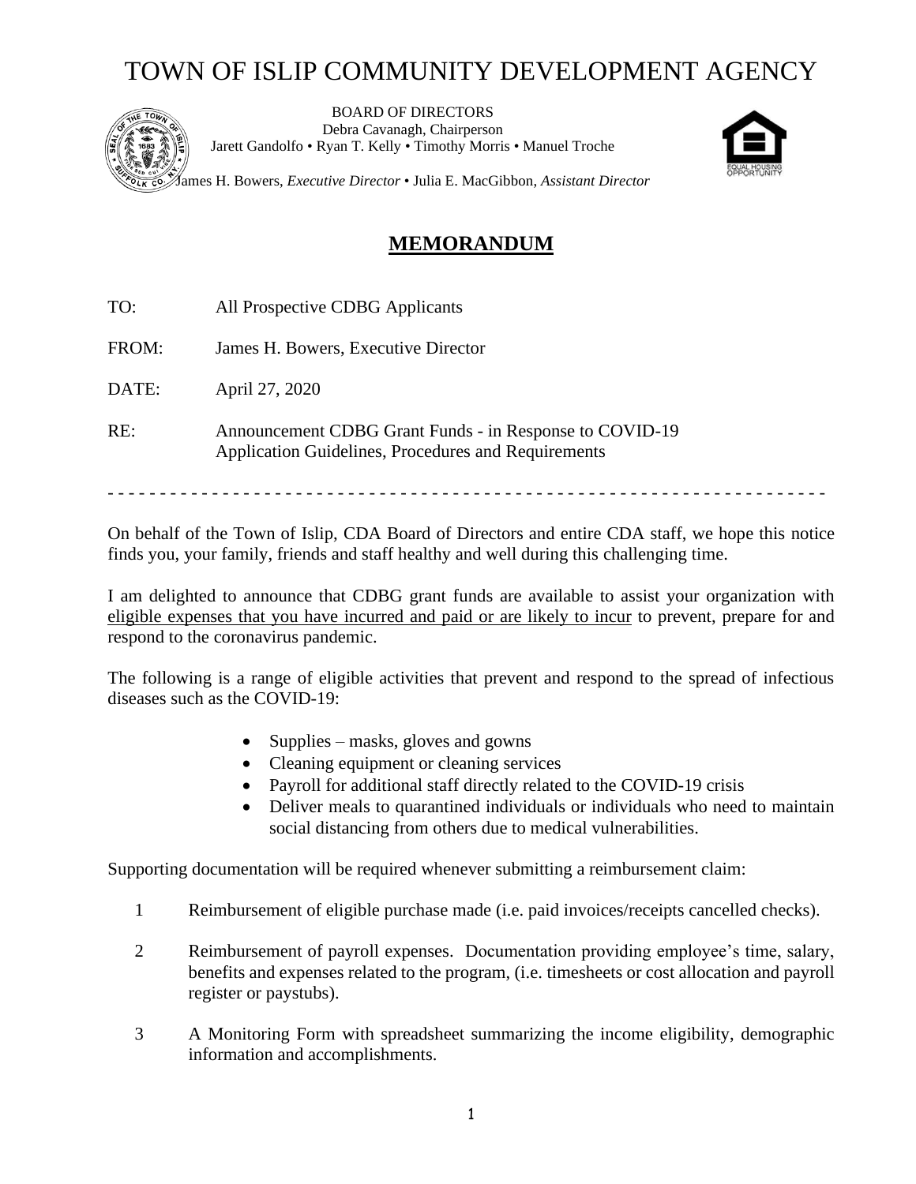# TOWN OF ISLIP COMMUNITY DEVELOPMENT AGENCY

BOARD OF DIRECTORS
Debra Cavanagh, Chairperson
Jarett Gandolfo • Ryan T. Kelly • Timothy Morris • Manuel Troche

James H. Bowers, *Executive Director* • Julia E. MacGibbon, *Assistant Director*

## MEMORANDUM

TO: All Prospective CDBG Applicants

FROM: James H. Bowers, Executive Director

DATE: April 27, 2020

RE: Announcement CDBG Grant Funds - in Response to COVID-19
Application Guidelines, Procedures and Requirements

- - - - - - - - - - - - - - - - - - - - - - - - - - - - - - - - - - - - - - - - - - - - - - - - - - - - - - - - - - - - - - - - - - - - -

On behalf of the Town of Islip, CDA Board of Directors and entire CDA staff, we hope this notice finds you, your family, friends and staff healthy and well during this challenging time.

I am delighted to announce that CDBG grant funds are available to assist your organization with eligible expenses that you have incurred and paid or are likely to incur to prevent, prepare for and respond to the coronavirus pandemic.

The following is a range of eligible activities that prevent and respond to the spread of infectious diseases such as the COVID-19:

- Supplies – masks, gloves and gowns
- Cleaning equipment or cleaning services
- Payroll for additional staff directly related to the COVID-19 crisis
- Deliver meals to quarantined individuals or individuals who need to maintain social distancing from others due to medical vulnerabilities.

Supporting documentation will be required whenever submitting a reimbursement claim:

1 Reimbursement of eligible purchase made (i.e. paid invoices/receipts cancelled checks).

2 Reimbursement of payroll expenses. Documentation providing employee's time, salary, benefits and expenses related to the program, (i.e. timesheets or cost allocation and payroll register or paystubs).

3 A Monitoring Form with spreadsheet summarizing the income eligibility, demographic information and accomplishments.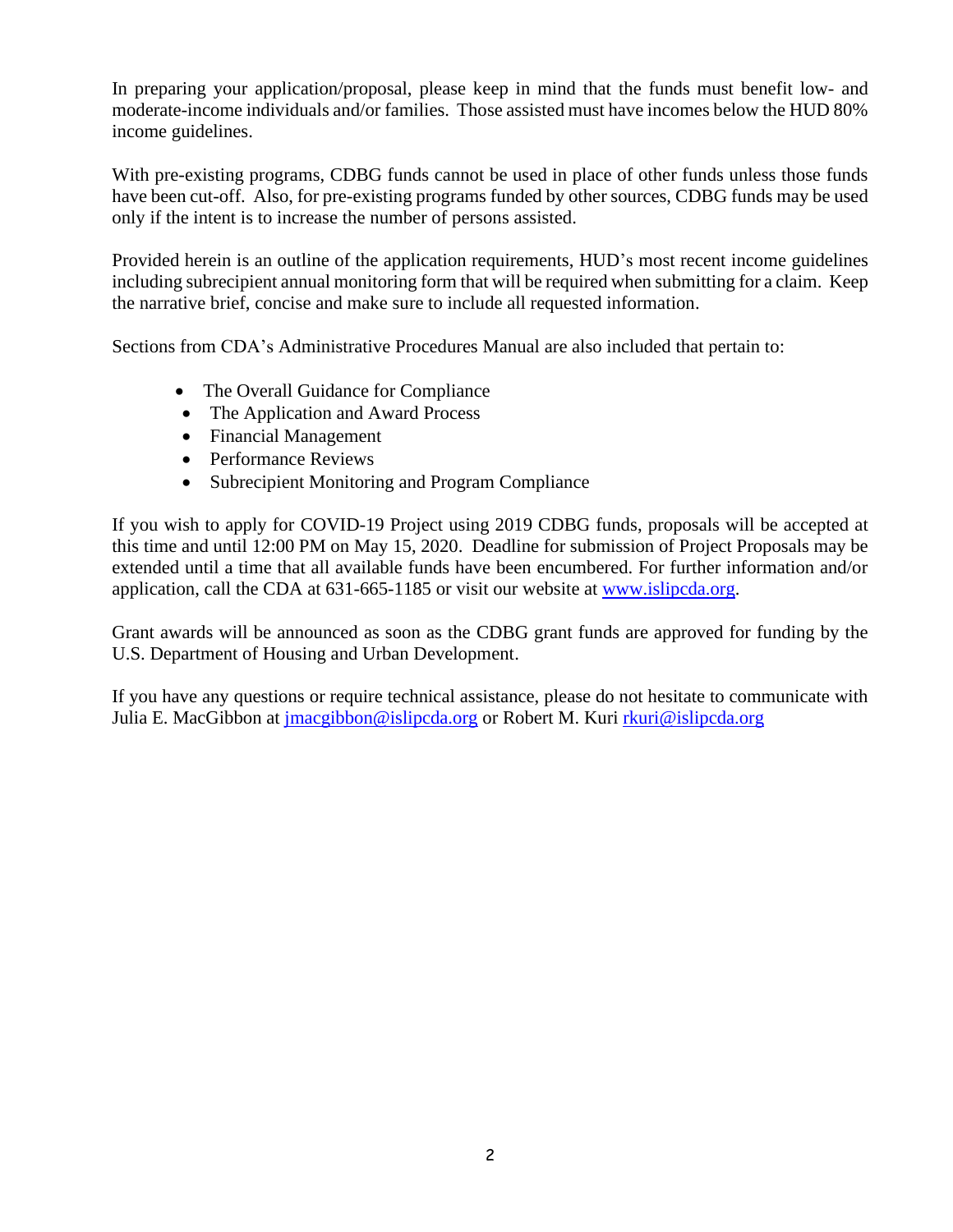In preparing your application/proposal, please keep in mind that the funds must benefit low- and moderate-income individuals and/or families. Those assisted must have incomes below the HUD 80% income guidelines.

With pre-existing programs, CDBG funds cannot be used in place of other funds unless those funds have been cut-off. Also, for pre-existing programs funded by other sources, CDBG funds may be used only if the intent is to increase the number of persons assisted.

Provided herein is an outline of the application requirements, HUD's most recent income guidelines including subrecipient annual monitoring form that will be required when submitting for a claim. Keep the narrative brief, concise and make sure to include all requested information.

Sections from CDA's Administrative Procedures Manual are also included that pertain to:

- The Overall Guidance for Compliance
- The Application and Award Process
- Financial Management
- Performance Reviews
- Subrecipient Monitoring and Program Compliance

If you wish to apply for COVID-19 Project using 2019 CDBG funds, proposals will be accepted at this time and until 12:00 PM on May 15, 2020. Deadline for submission of Project Proposals may be extended until a time that all available funds have been encumbered. For further information and/or application, call the CDA at 631-665-1185 or visit our website at [www.islipcda.org](http://www.islipcda.org).

Grant awards will be announced as soon as the CDBG grant funds are approved for funding by the U.S. Department of Housing and Urban Development.

If you have any questions or require technical assistance, please do not hesitate to communicate with Julia E. MacGibbon at [jmacgibbon@islipcda.org](mailto:jmacgibbon@islipcda.org) or Robert M. Kuri [rkuri@islipcda.org](mailto:rkuri@islipcda.org)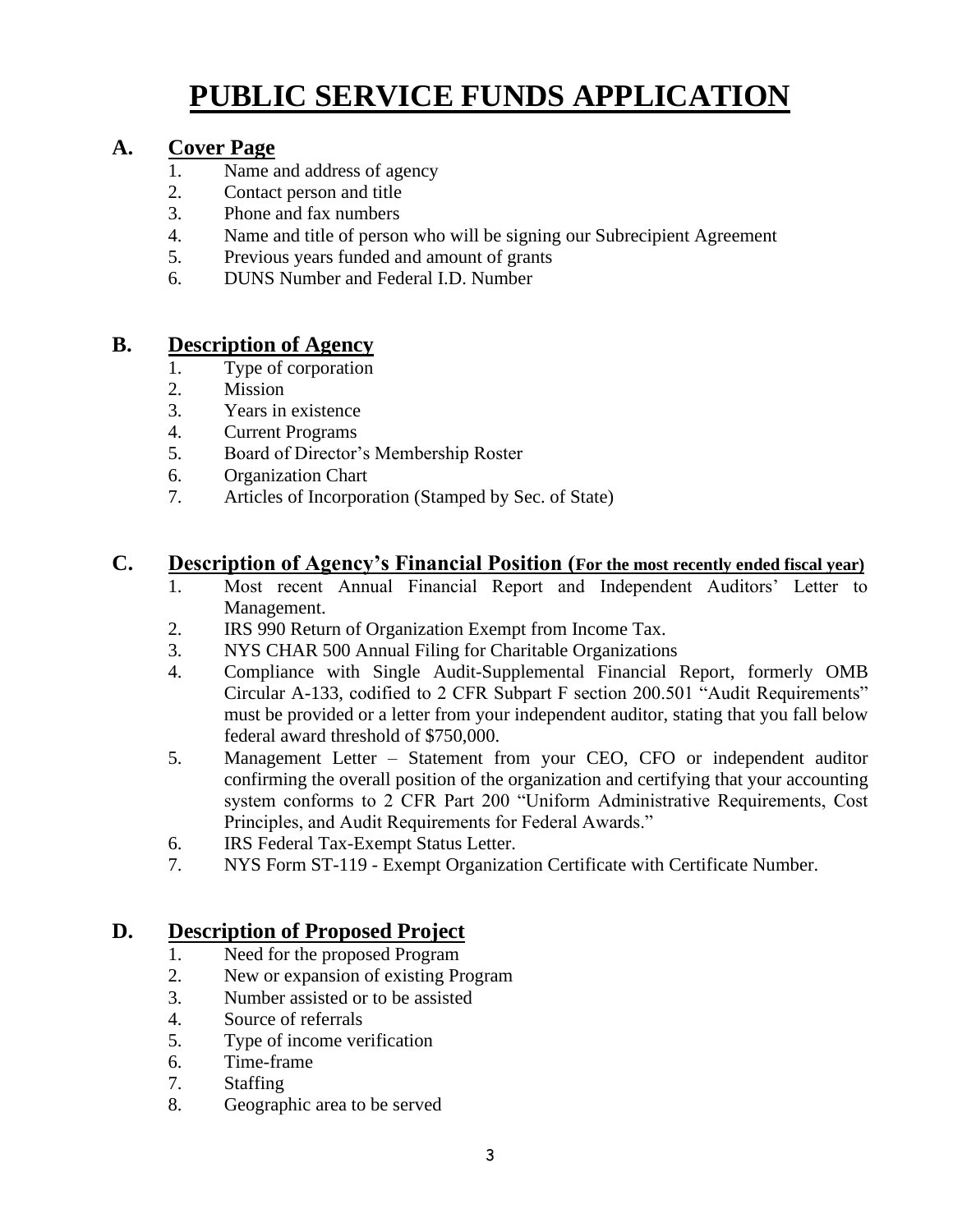# PUBLIC SERVICE FUNDS APPLICATION

## A. Cover Page

1. Name and address of agency
2. Contact person and title
3. Phone and fax numbers
4. Name and title of person who will be signing our Subrecipient Agreement
5. Previous years funded and amount of grants
6. DUNS Number and Federal I.D. Number

## B. Description of Agency

1. Type of corporation
2. Mission
3. Years in existence
4. Current Programs
5. Board of Director's Membership Roster
6. Organization Chart
7. Articles of Incorporation (Stamped by Sec. of State)

## C. Description of Agency's Financial Position (For the most recently ended fiscal year)

1. Most recent Annual Financial Report and Independent Auditors' Letter to Management.
2. IRS 990 Return of Organization Exempt from Income Tax.
3. NYS CHAR 500 Annual Filing for Charitable Organizations
4. Compliance with Single Audit-Supplemental Financial Report, formerly OMB Circular A-133, codified to 2 CFR Subpart F section 200.501 "Audit Requirements" must be provided or a letter from your independent auditor, stating that you fall below federal award threshold of $750,000.
5. Management Letter – Statement from your CEO, CFO or independent auditor confirming the overall position of the organization and certifying that your accounting system conforms to 2 CFR Part 200 "Uniform Administrative Requirements, Cost Principles, and Audit Requirements for Federal Awards."
6. IRS Federal Tax-Exempt Status Letter.
7. NYS Form ST-119 - Exempt Organization Certificate with Certificate Number.

## D. Description of Proposed Project

1. Need for the proposed Program
2. New or expansion of existing Program
3. Number assisted or to be assisted
4. Source of referrals
5. Type of income verification
6. Time-frame
7. Staffing
8. Geographic area to be served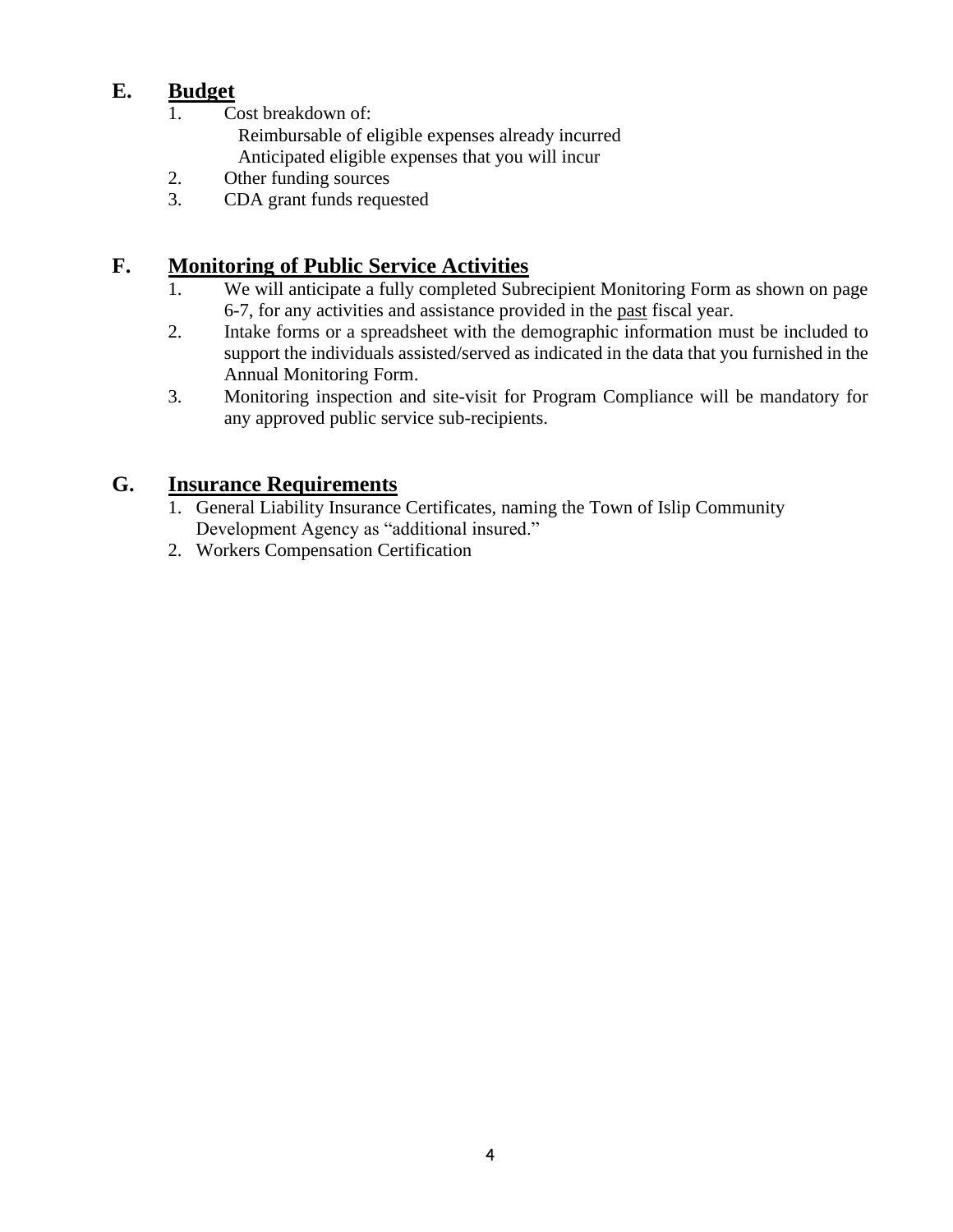## E. **Budget**

1. Cost breakdown of:
   - Reimbursable of eligible expenses already incurred
   - Anticipated eligible expenses that you will incur
2. Other funding sources
3. CDA grant funds requested

## F. **Monitoring of Public Service Activities**

1. We will anticipate a fully completed Subrecipient Monitoring Form as shown on page 6-7, for any activities and assistance provided in the <u>past</u> fiscal year.
2. Intake forms or a spreadsheet with the demographic information must be included to support the individuals assisted/served as indicated in the data that you furnished in the Annual Monitoring Form.
3. Monitoring inspection and site-visit for Program Compliance will be mandatory for any approved public service sub-recipients.

## G. **Insurance Requirements**

1. General Liability Insurance Certificates, naming the Town of Islip Community Development Agency as "additional insured."
2. Workers Compensation Certification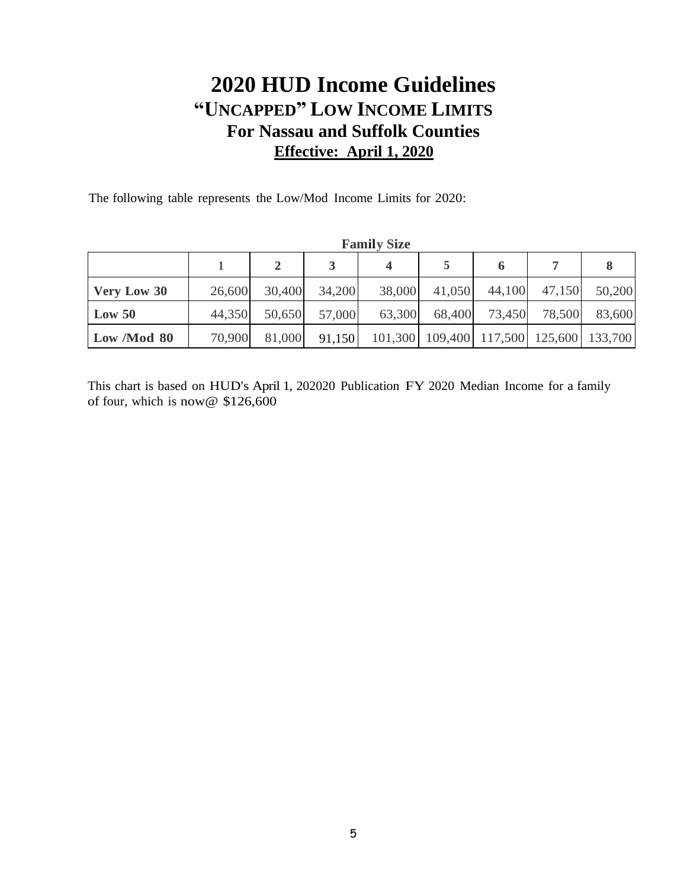# 2020 HUD Income Guidelines

## "UNCAPPED" LOW INCOME LIMITS

### For Nassau and Suffolk Counties

**Effective: April 1, 2020**

The following table represents the Low/Mod Income Limits for 2020:

| | Family Size | | | | | | | |
|---|---|---|---|---|---|---|---|---|
| | **1** | **2** | **3** | **4** | **5** | **6** | **7** | **8** |
| **Very Low 30** | 26,600 | 30,400 | 34,200 | 38,000 | 41,050 | 44,100 | 47,150 | 50,200 |
| **Low 50** | 44,350 | 50,650 | 57,000 | 63,300 | 68,400 | 73,450 | 78,500 | 83,600 |
| **Low /Mod 80** | 70,900 | 81,000 | 91,150 | 101,300 | 109,400 | 117,500 | 125,600 | 133,700 |

This chart is based on HUD's April 1, 202020 Publication FY 2020 Median Income for a family of four, which is now@ $126,600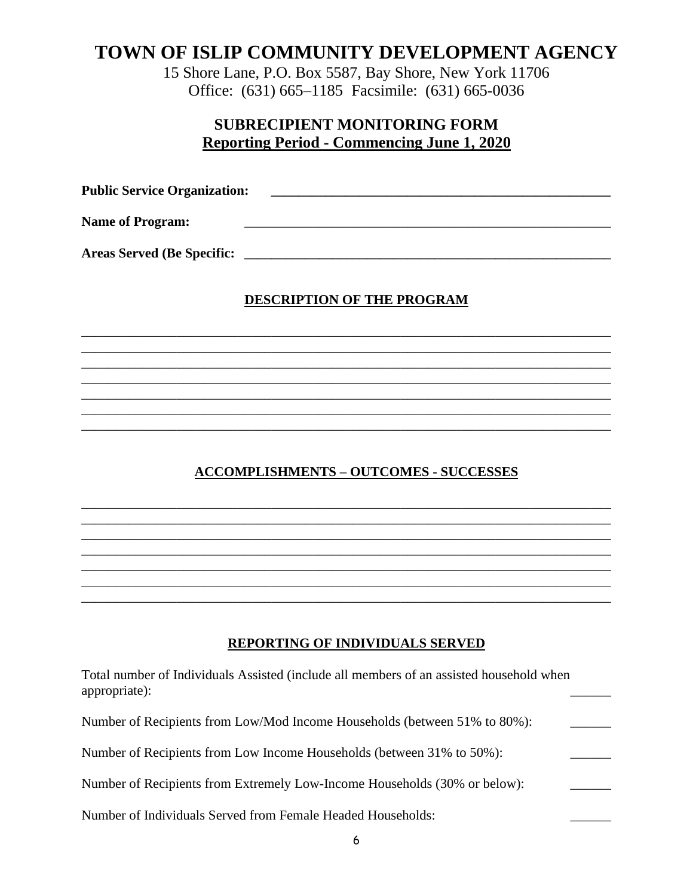# TOWN OF ISLIP COMMUNITY DEVELOPMENT AGENCY

15 Shore Lane, P.O. Box 5587, Bay Shore, New York 11706
Office: (631) 665–1185 Facsimile: (631) 665-0036

## SUBRECIPIENT MONITORING FORM
## Reporting Period - Commencing June 1, 2020

**Public Service Organization:** ______________________________________________

**Name of Program:** ______________________________________________

**Areas Served (Be Specific:** ______________________________________________

### DESCRIPTION OF THE PROGRAM

______________________________________________________________________________
______________________________________________________________________________
______________________________________________________________________________
______________________________________________________________________________
______________________________________________________________________________
______________________________________________________________________________
______________________________________________________________________________

### ACCOMPLISHMENTS – OUTCOMES - SUCCESSES

______________________________________________________________________________
______________________________________________________________________________
______________________________________________________________________________
______________________________________________________________________________
______________________________________________________________________________
______________________________________________________________________________
______________________________________________________________________________

### REPORTING OF INDIVIDUALS SERVED

Total number of Individuals Assisted (include all members of an assisted household when appropriate): ______

Number of Recipients from Low/Mod Income Households (between 51% to 80%): ______

Number of Recipients from Low Income Households (between 31% to 50%): ______

Number of Recipients from Extremely Low-Income Households (30% or below): ______

Number of Individuals Served from Female Headed Households: ______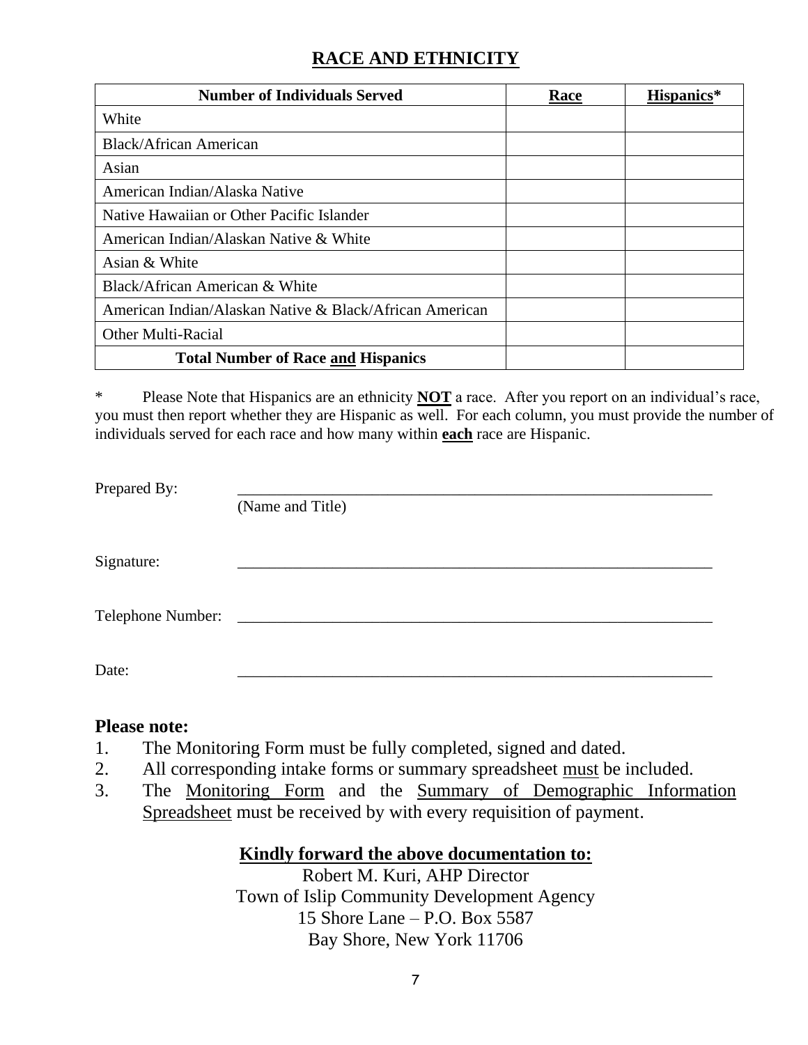# RACE AND ETHNICITY

| **Number of Individuals Served** | **Race** | **Hispanics*** |
|---|---|---|
| White | | |
| Black/African American | | |
| Asian | | |
| American Indian/Alaska Native | | |
| Native Hawaiian or Other Pacific Islander | | |
| American Indian/Alaskan Native & White | | |
| Asian & White | | |
| Black/African American & White | | |
| American Indian/Alaskan Native & Black/African American | | |
| Other Multi-Racial | | |
| **Total Number of Race and Hispanics** | | |

* Please Note that Hispanics are an ethnicity **NOT** a race. After you report on an individual's race, you must then report whether they are Hispanic as well. For each column, you must provide the number of individuals served for each race and how many within **each** race are Hispanic.

Prepared By: ______________________________________________
(Name and Title)

Signature: ______________________________________________

Telephone Number: ______________________________________________

Date: ______________________________________________

**Please note:**

1. The Monitoring Form must be fully completed, signed and dated.
2. All corresponding intake forms or summary spreadsheet must be included.
3. The Monitoring Form and the Summary of Demographic Information Spreadsheet must be received by with every requisition of payment.

**Kindly forward the above documentation to:**

Robert M. Kuri, AHP Director
Town of Islip Community Development Agency
15 Shore Lane – P.O. Box 5587
Bay Shore, New York 11706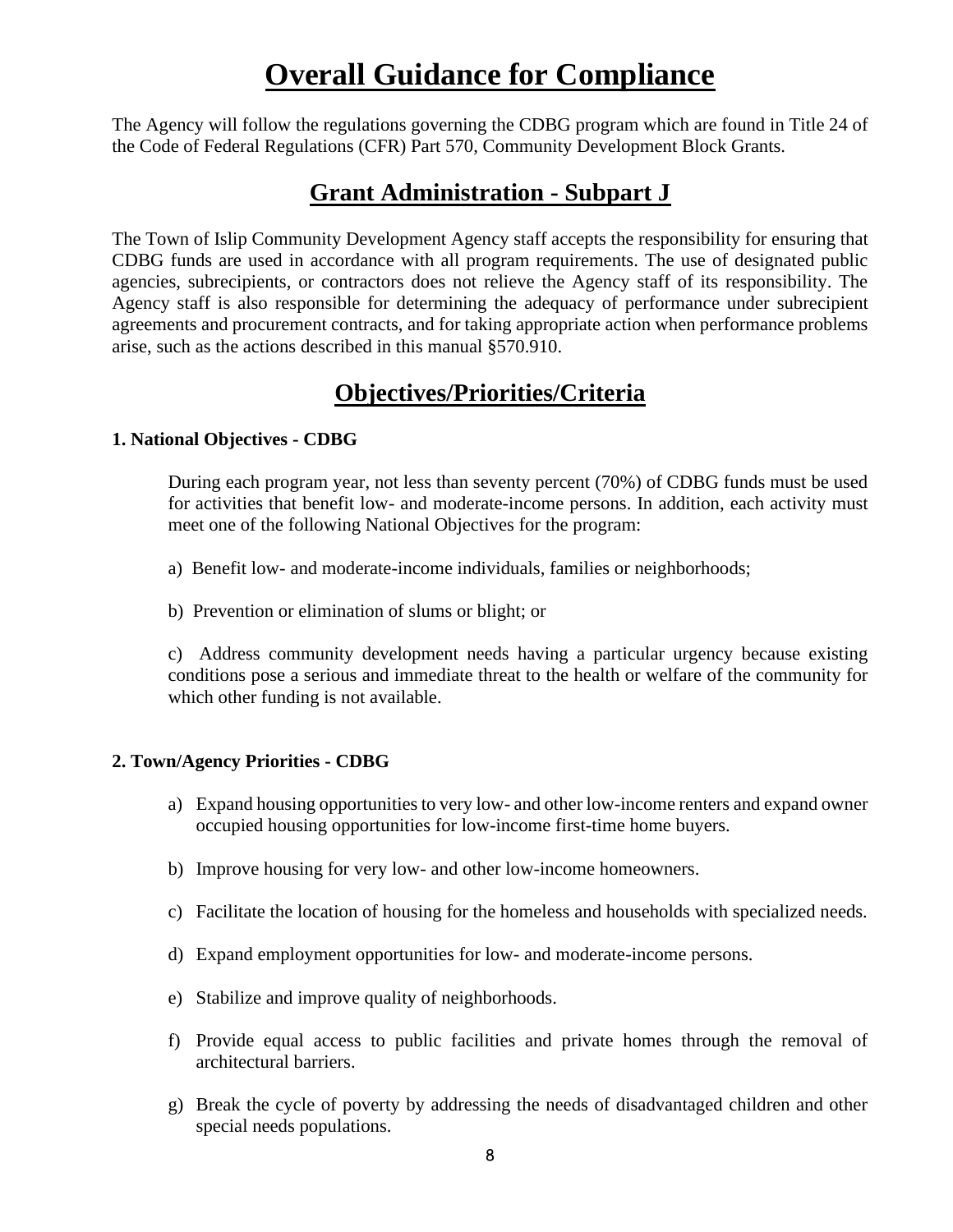# Overall Guidance for Compliance

The Agency will follow the regulations governing the CDBG program which are found in Title 24 of the Code of Federal Regulations (CFR) Part 570, Community Development Block Grants.

## Grant Administration - Subpart J

The Town of Islip Community Development Agency staff accepts the responsibility for ensuring that CDBG funds are used in accordance with all program requirements. The use of designated public agencies, subrecipients, or contractors does not relieve the Agency staff of its responsibility. The Agency staff is also responsible for determining the adequacy of performance under subrecipient agreements and procurement contracts, and for taking appropriate action when performance problems arise, such as the actions described in this manual §570.910.

## Objectives/Priorities/Criteria

**1. National Objectives - CDBG**

During each program year, not less than seventy percent (70%) of CDBG funds must be used for activities that benefit low- and moderate-income persons. In addition, each activity must meet one of the following National Objectives for the program:

a) Benefit low- and moderate-income individuals, families or neighborhoods;

b) Prevention or elimination of slums or blight; or

c) Address community development needs having a particular urgency because existing conditions pose a serious and immediate threat to the health or welfare of the community for which other funding is not available.

**2. Town/Agency Priorities - CDBG**

a) Expand housing opportunities to very low- and other low-income renters and expand owner occupied housing opportunities for low-income first-time home buyers.

b) Improve housing for very low- and other low-income homeowners.

c) Facilitate the location of housing for the homeless and households with specialized needs.

d) Expand employment opportunities for low- and moderate-income persons.

e) Stabilize and improve quality of neighborhoods.

f) Provide equal access to public facilities and private homes through the removal of architectural barriers.

g) Break the cycle of poverty by addressing the needs of disadvantaged children and other special needs populations.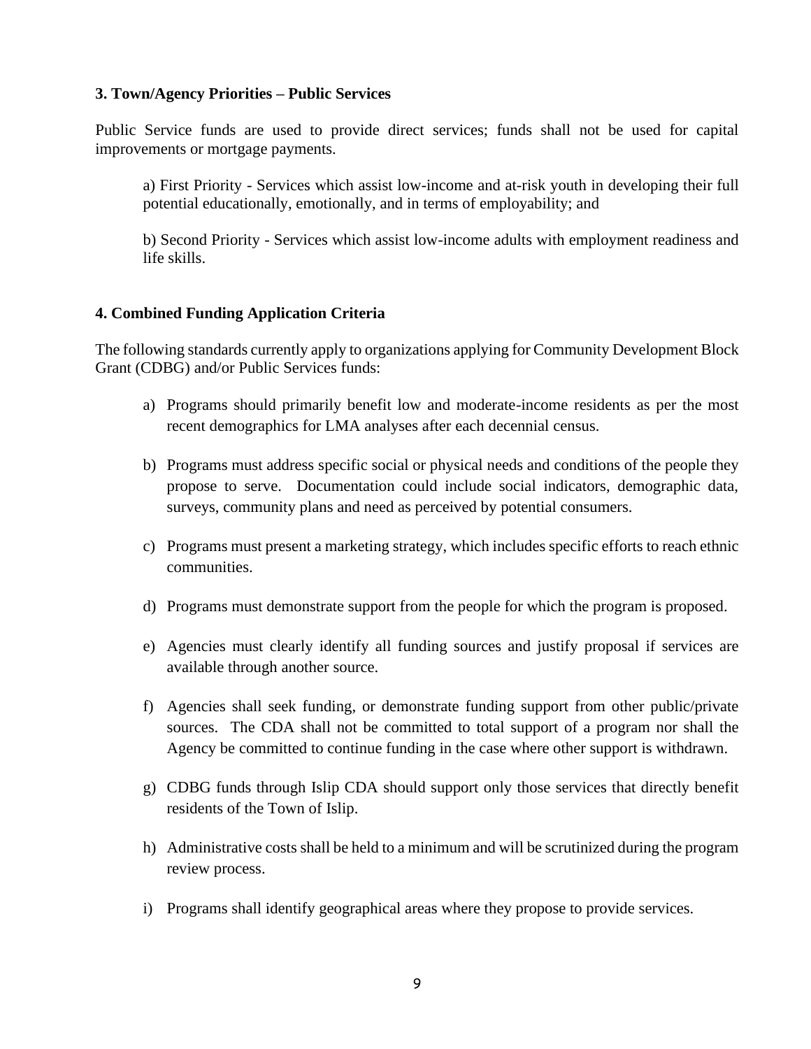### 3. Town/Agency Priorities – Public Services

Public Service funds are used to provide direct services; funds shall not be used for capital improvements or mortgage payments.

a) First Priority - Services which assist low-income and at-risk youth in developing their full potential educationally, emotionally, and in terms of employability; and

b) Second Priority - Services which assist low-income adults with employment readiness and life skills.

### 4. Combined Funding Application Criteria

The following standards currently apply to organizations applying for Community Development Block Grant (CDBG) and/or Public Services funds:

a) Programs should primarily benefit low and moderate-income residents as per the most recent demographics for LMA analyses after each decennial census.

b) Programs must address specific social or physical needs and conditions of the people they propose to serve. Documentation could include social indicators, demographic data, surveys, community plans and need as perceived by potential consumers.

c) Programs must present a marketing strategy, which includes specific efforts to reach ethnic communities.

d) Programs must demonstrate support from the people for which the program is proposed.

e) Agencies must clearly identify all funding sources and justify proposal if services are available through another source.

f) Agencies shall seek funding, or demonstrate funding support from other public/private sources. The CDA shall not be committed to total support of a program nor shall the Agency be committed to continue funding in the case where other support is withdrawn.

g) CDBG funds through Islip CDA should support only those services that directly benefit residents of the Town of Islip.

h) Administrative costs shall be held to a minimum and will be scrutinized during the program review process.

i) Programs shall identify geographical areas where they propose to provide services.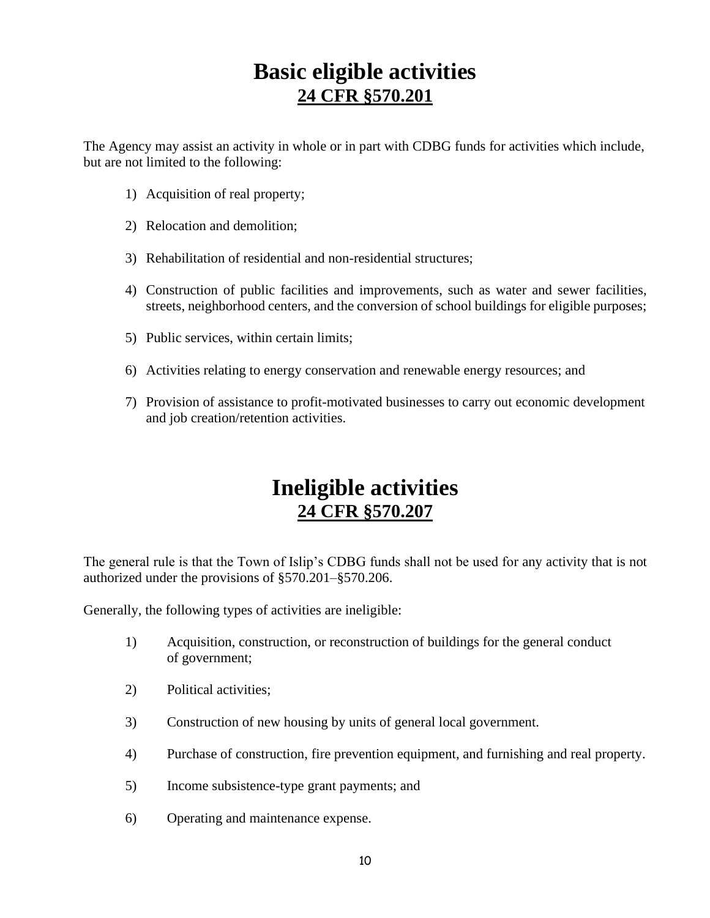# Basic eligible activities
## 24 CFR §570.201

The Agency may assist an activity in whole or in part with CDBG funds for activities which include, but are not limited to the following:

1) Acquisition of real property;

2) Relocation and demolition;

3) Rehabilitation of residential and non-residential structures;

4) Construction of public facilities and improvements, such as water and sewer facilities, streets, neighborhood centers, and the conversion of school buildings for eligible purposes;

5) Public services, within certain limits;

6) Activities relating to energy conservation and renewable energy resources; and

7) Provision of assistance to profit-motivated businesses to carry out economic development and job creation/retention activities.

# Ineligible activities
## 24 CFR §570.207

The general rule is that the Town of Islip's CDBG funds shall not be used for any activity that is not authorized under the provisions of §570.201–§570.206.

Generally, the following types of activities are ineligible:

1) Acquisition, construction, or reconstruction of buildings for the general conduct of government;

2) Political activities;

3) Construction of new housing by units of general local government.

4) Purchase of construction, fire prevention equipment, and furnishing and real property.

5) Income subsistence-type grant payments; and

6) Operating and maintenance expense.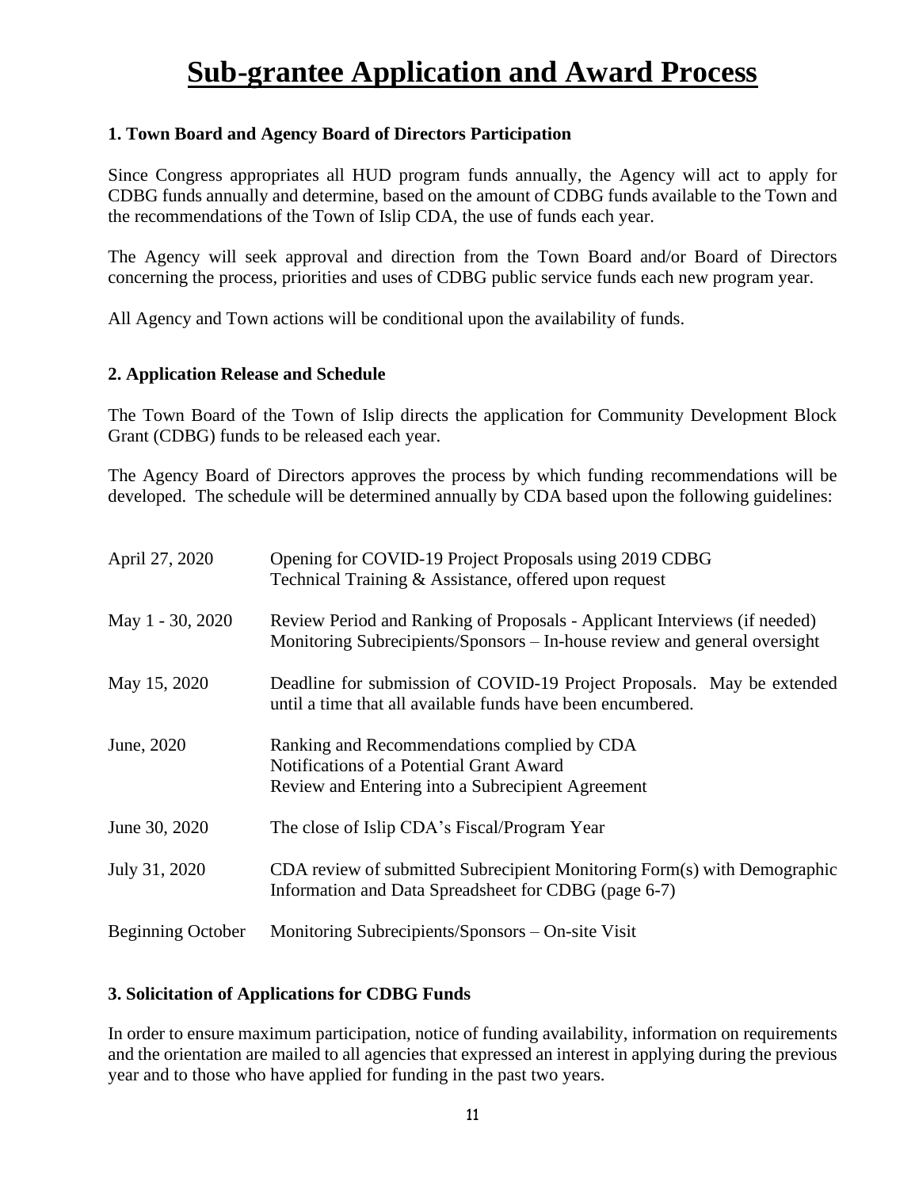# Sub-grantee Application and Award Process

### 1. Town Board and Agency Board of Directors Participation

Since Congress appropriates all HUD program funds annually, the Agency will act to apply for CDBG funds annually and determine, based on the amount of CDBG funds available to the Town and the recommendations of the Town of Islip CDA, the use of funds each year.

The Agency will seek approval and direction from the Town Board and/or Board of Directors concerning the process, priorities and uses of CDBG public service funds each new program year.

All Agency and Town actions will be conditional upon the availability of funds.

### 2. Application Release and Schedule

The Town Board of the Town of Islip directs the application for Community Development Block Grant (CDBG) funds to be released each year.

The Agency Board of Directors approves the process by which funding recommendations will be developed. The schedule will be determined annually by CDA based upon the following guidelines:

| | |
|---|---|
| April 27, 2020 | Opening for COVID-19 Project Proposals using 2019 CDBG<br>Technical Training & Assistance, offered upon request |
| May 1 - 30, 2020 | Review Period and Ranking of Proposals - Applicant Interviews (if needed)<br>Monitoring Subrecipients/Sponsors – In-house review and general oversight |
| May 15, 2020 | Deadline for submission of COVID-19 Project Proposals. May be extended until a time that all available funds have been encumbered. |
| June, 2020 | Ranking and Recommendations complied by CDA<br>Notifications of a Potential Grant Award<br>Review and Entering into a Subrecipient Agreement |
| June 30, 2020 | The close of Islip CDA's Fiscal/Program Year |
| July 31, 2020 | CDA review of submitted Subrecipient Monitoring Form(s) with Demographic Information and Data Spreadsheet for CDBG (page 6-7) |
| Beginning October | Monitoring Subrecipients/Sponsors – On-site Visit |

### 3. Solicitation of Applications for CDBG Funds

In order to ensure maximum participation, notice of funding availability, information on requirements and the orientation are mailed to all agencies that expressed an interest in applying during the previous year and to those who have applied for funding in the past two years.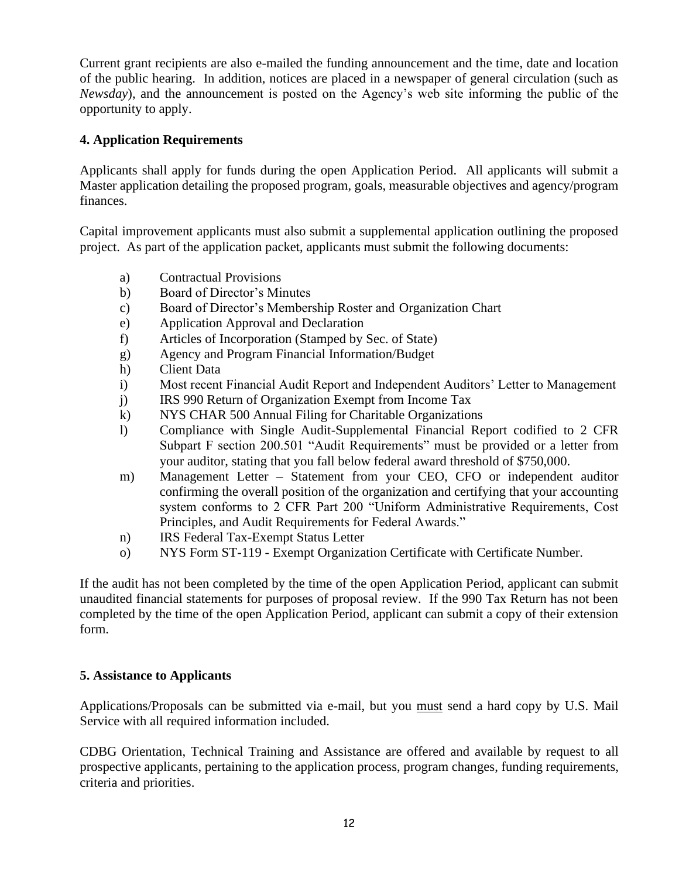Current grant recipients are also e-mailed the funding announcement and the time, date and location of the public hearing. In addition, notices are placed in a newspaper of general circulation (such as *Newsday*), and the announcement is posted on the Agency's web site informing the public of the opportunity to apply.

**4. Application Requirements**

Applicants shall apply for funds during the open Application Period. All applicants will submit a Master application detailing the proposed program, goals, measurable objectives and agency/program finances.

Capital improvement applicants must also submit a supplemental application outlining the proposed project. As part of the application packet, applicants must submit the following documents:

- a) Contractual Provisions
- b) Board of Director's Minutes
- c) Board of Director's Membership Roster and Organization Chart
- e) Application Approval and Declaration
- f) Articles of Incorporation (Stamped by Sec. of State)
- g) Agency and Program Financial Information/Budget
- h) Client Data
- i) Most recent Financial Audit Report and Independent Auditors' Letter to Management
- j) IRS 990 Return of Organization Exempt from Income Tax
- k) NYS CHAR 500 Annual Filing for Charitable Organizations
- l) Compliance with Single Audit-Supplemental Financial Report codified to 2 CFR Subpart F section 200.501 "Audit Requirements" must be provided or a letter from your auditor, stating that you fall below federal award threshold of $750,000.
- m) Management Letter – Statement from your CEO, CFO or independent auditor confirming the overall position of the organization and certifying that your accounting system conforms to 2 CFR Part 200 "Uniform Administrative Requirements, Cost Principles, and Audit Requirements for Federal Awards."
- n) IRS Federal Tax-Exempt Status Letter
- o) NYS Form ST-119 - Exempt Organization Certificate with Certificate Number.

If the audit has not been completed by the time of the open Application Period, applicant can submit unaudited financial statements for purposes of proposal review. If the 990 Tax Return has not been completed by the time of the open Application Period, applicant can submit a copy of their extension form.

**5. Assistance to Applicants**

Applications/Proposals can be submitted via e-mail, but you <u>must</u> send a hard copy by U.S. Mail Service with all required information included.

CDBG Orientation, Technical Training and Assistance are offered and available by request to all prospective applicants, pertaining to the application process, program changes, funding requirements, criteria and priorities.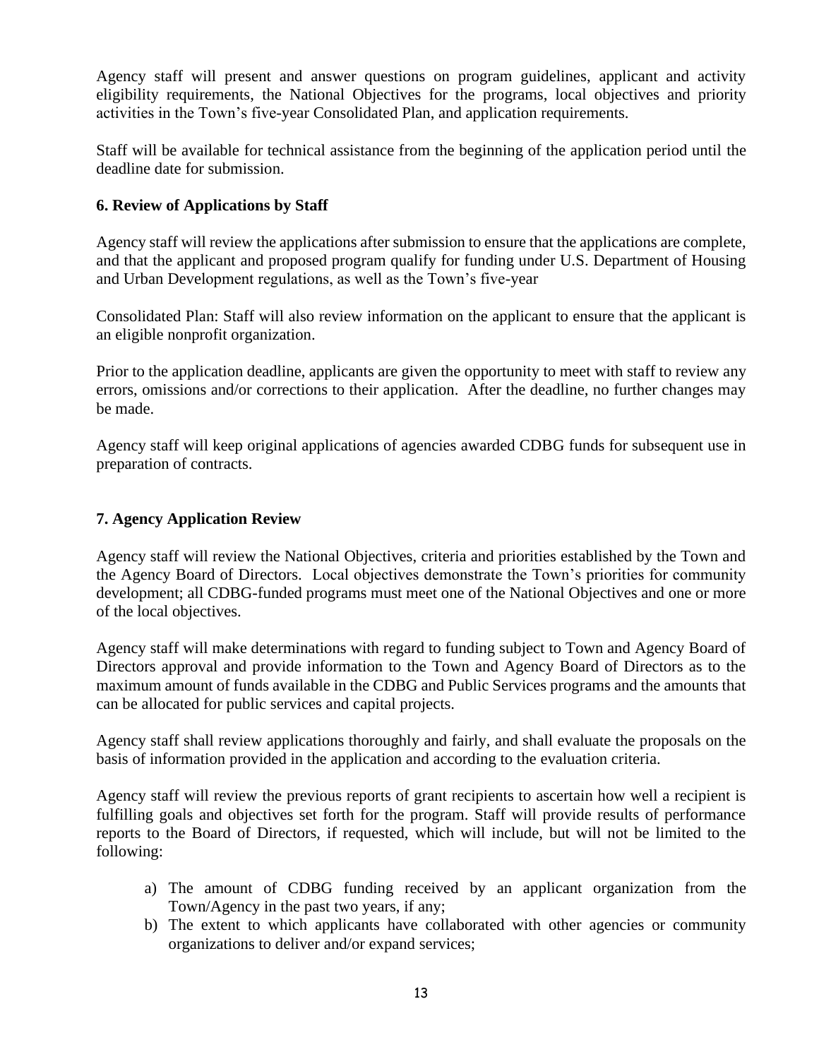Agency staff will present and answer questions on program guidelines, applicant and activity eligibility requirements, the National Objectives for the programs, local objectives and priority activities in the Town's five-year Consolidated Plan, and application requirements.

Staff will be available for technical assistance from the beginning of the application period until the deadline date for submission.

### 6. Review of Applications by Staff

Agency staff will review the applications after submission to ensure that the applications are complete, and that the applicant and proposed program qualify for funding under U.S. Department of Housing and Urban Development regulations, as well as the Town's five-year

Consolidated Plan: Staff will also review information on the applicant to ensure that the applicant is an eligible nonprofit organization.

Prior to the application deadline, applicants are given the opportunity to meet with staff to review any errors, omissions and/or corrections to their application. After the deadline, no further changes may be made.

Agency staff will keep original applications of agencies awarded CDBG funds for subsequent use in preparation of contracts.

### 7. Agency Application Review

Agency staff will review the National Objectives, criteria and priorities established by the Town and the Agency Board of Directors. Local objectives demonstrate the Town's priorities for community development; all CDBG-funded programs must meet one of the National Objectives and one or more of the local objectives.

Agency staff will make determinations with regard to funding subject to Town and Agency Board of Directors approval and provide information to the Town and Agency Board of Directors as to the maximum amount of funds available in the CDBG and Public Services programs and the amounts that can be allocated for public services and capital projects.

Agency staff shall review applications thoroughly and fairly, and shall evaluate the proposals on the basis of information provided in the application and according to the evaluation criteria.

Agency staff will review the previous reports of grant recipients to ascertain how well a recipient is fulfilling goals and objectives set forth for the program. Staff will provide results of performance reports to the Board of Directors, if requested, which will include, but will not be limited to the following:

a) The amount of CDBG funding received by an applicant organization from the Town/Agency in the past two years, if any;
b) The extent to which applicants have collaborated with other agencies or community organizations to deliver and/or expand services;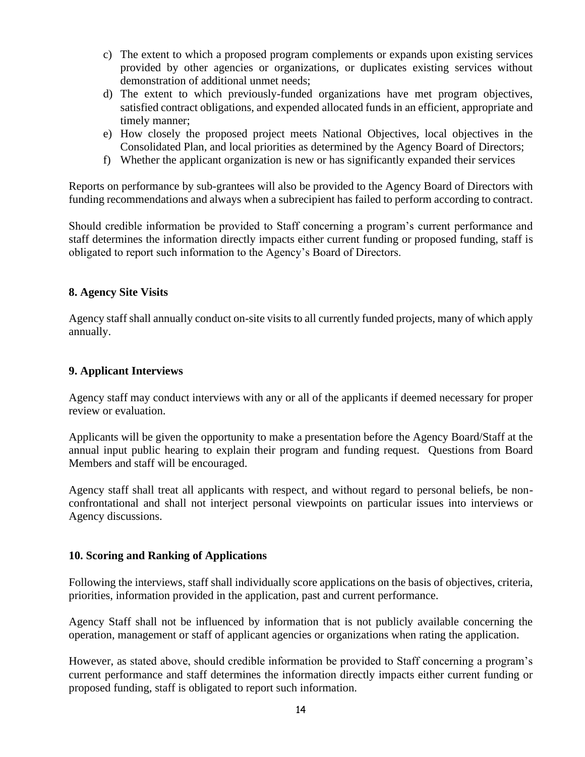c) The extent to which a proposed program complements or expands upon existing services provided by other agencies or organizations, or duplicates existing services without demonstration of additional unmet needs;
d) The extent to which previously-funded organizations have met program objectives, satisfied contract obligations, and expended allocated funds in an efficient, appropriate and timely manner;
e) How closely the proposed project meets National Objectives, local objectives in the Consolidated Plan, and local priorities as determined by the Agency Board of Directors;
f) Whether the applicant organization is new or has significantly expanded their services

Reports on performance by sub-grantees will also be provided to the Agency Board of Directors with funding recommendations and always when a subrecipient has failed to perform according to contract.

Should credible information be provided to Staff concerning a program's current performance and staff determines the information directly impacts either current funding or proposed funding, staff is obligated to report such information to the Agency's Board of Directors.

### 8. Agency Site Visits

Agency staff shall annually conduct on-site visits to all currently funded projects, many of which apply annually.

### 9. Applicant Interviews

Agency staff may conduct interviews with any or all of the applicants if deemed necessary for proper review or evaluation.

Applicants will be given the opportunity to make a presentation before the Agency Board/Staff at the annual input public hearing to explain their program and funding request. Questions from Board Members and staff will be encouraged.

Agency staff shall treat all applicants with respect, and without regard to personal beliefs, be non-confrontational and shall not interject personal viewpoints on particular issues into interviews or Agency discussions.

### 10. Scoring and Ranking of Applications

Following the interviews, staff shall individually score applications on the basis of objectives, criteria, priorities, information provided in the application, past and current performance.

Agency Staff shall not be influenced by information that is not publicly available concerning the operation, management or staff of applicant agencies or organizations when rating the application.

However, as stated above, should credible information be provided to Staff concerning a program's current performance and staff determines the information directly impacts either current funding or proposed funding, staff is obligated to report such information.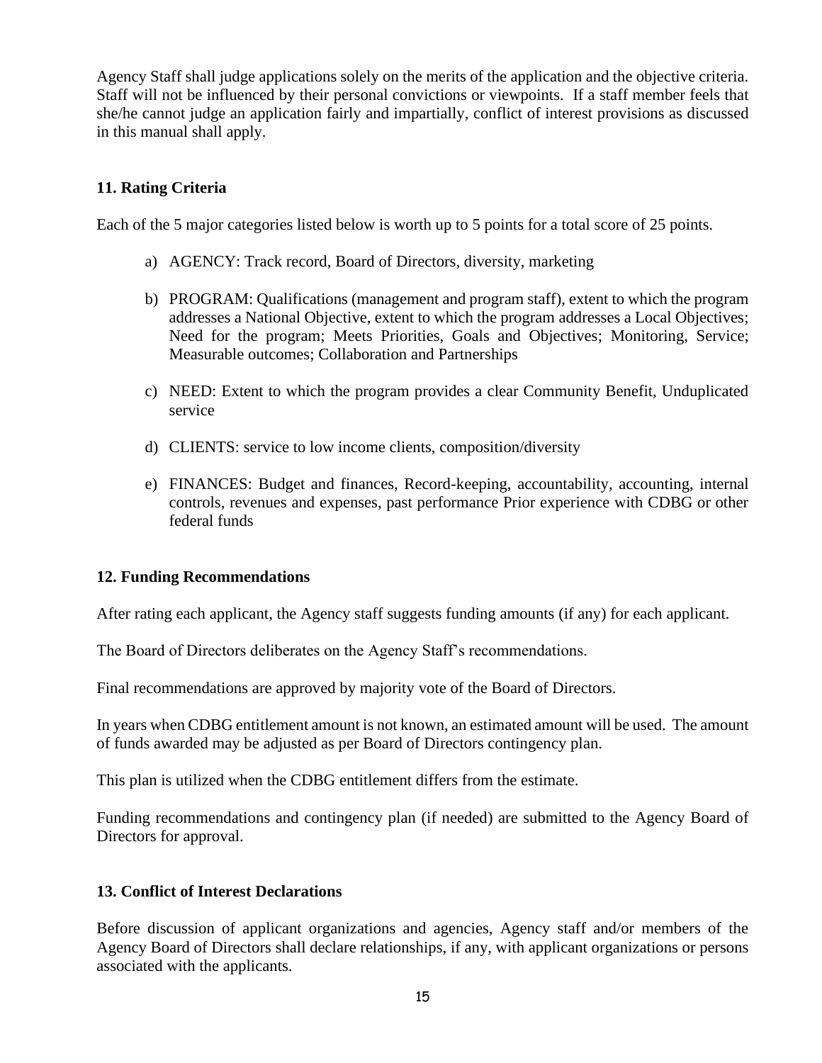Agency Staff shall judge applications solely on the merits of the application and the objective criteria. Staff will not be influenced by their personal convictions or viewpoints. If a staff member feels that she/he cannot judge an application fairly and impartially, conflict of interest provisions as discussed in this manual shall apply.

### 11. Rating Criteria

Each of the 5 major categories listed below is worth up to 5 points for a total score of 25 points.

a) AGENCY: Track record, Board of Directors, diversity, marketing

b) PROGRAM: Qualifications (management and program staff), extent to which the program addresses a National Objective, extent to which the program addresses a Local Objectives; Need for the program; Meets Priorities, Goals and Objectives; Monitoring, Service; Measurable outcomes; Collaboration and Partnerships

c) NEED: Extent to which the program provides a clear Community Benefit, Unduplicated service

d) CLIENTS: service to low income clients, composition/diversity

e) FINANCES: Budget and finances, Record-keeping, accountability, accounting, internal controls, revenues and expenses, past performance Prior experience with CDBG or other federal funds

### 12. Funding Recommendations

After rating each applicant, the Agency staff suggests funding amounts (if any) for each applicant.

The Board of Directors deliberates on the Agency Staff's recommendations.

Final recommendations are approved by majority vote of the Board of Directors.

In years when CDBG entitlement amount is not known, an estimated amount will be used. The amount of funds awarded may be adjusted as per Board of Directors contingency plan.

This plan is utilized when the CDBG entitlement differs from the estimate.

Funding recommendations and contingency plan (if needed) are submitted to the Agency Board of Directors for approval.

### 13. Conflict of Interest Declarations

Before discussion of applicant organizations and agencies, Agency staff and/or members of the Agency Board of Directors shall declare relationships, if any, with applicant organizations or persons associated with the applicants.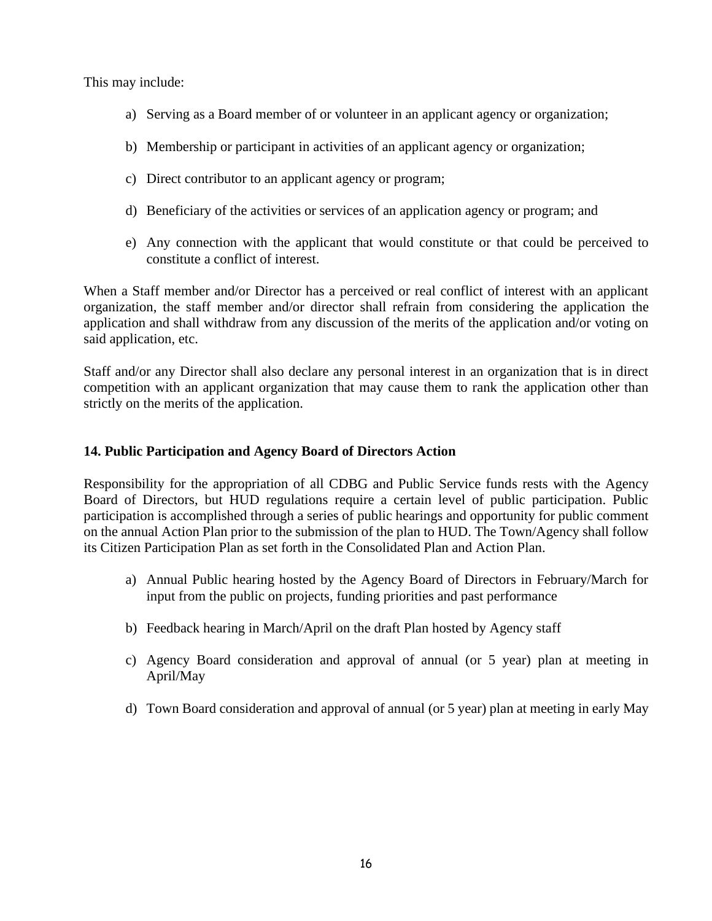This may include:

a) Serving as a Board member of or volunteer in an applicant agency or organization;

b) Membership or participant in activities of an applicant agency or organization;

c) Direct contributor to an applicant agency or program;

d) Beneficiary of the activities or services of an application agency or program; and

e) Any connection with the applicant that would constitute or that could be perceived to constitute a conflict of interest.

When a Staff member and/or Director has a perceived or real conflict of interest with an applicant organization, the staff member and/or director shall refrain from considering the application the application and shall withdraw from any discussion of the merits of the application and/or voting on said application, etc.

Staff and/or any Director shall also declare any personal interest in an organization that is in direct competition with an applicant organization that may cause them to rank the application other than strictly on the merits of the application.

**14. Public Participation and Agency Board of Directors Action**

Responsibility for the appropriation of all CDBG and Public Service funds rests with the Agency Board of Directors, but HUD regulations require a certain level of public participation. Public participation is accomplished through a series of public hearings and opportunity for public comment on the annual Action Plan prior to the submission of the plan to HUD. The Town/Agency shall follow its Citizen Participation Plan as set forth in the Consolidated Plan and Action Plan.

a) Annual Public hearing hosted by the Agency Board of Directors in February/March for input from the public on projects, funding priorities and past performance

b) Feedback hearing in March/April on the draft Plan hosted by Agency staff

c) Agency Board consideration and approval of annual (or 5 year) plan at meeting in April/May

d) Town Board consideration and approval of annual (or 5 year) plan at meeting in early May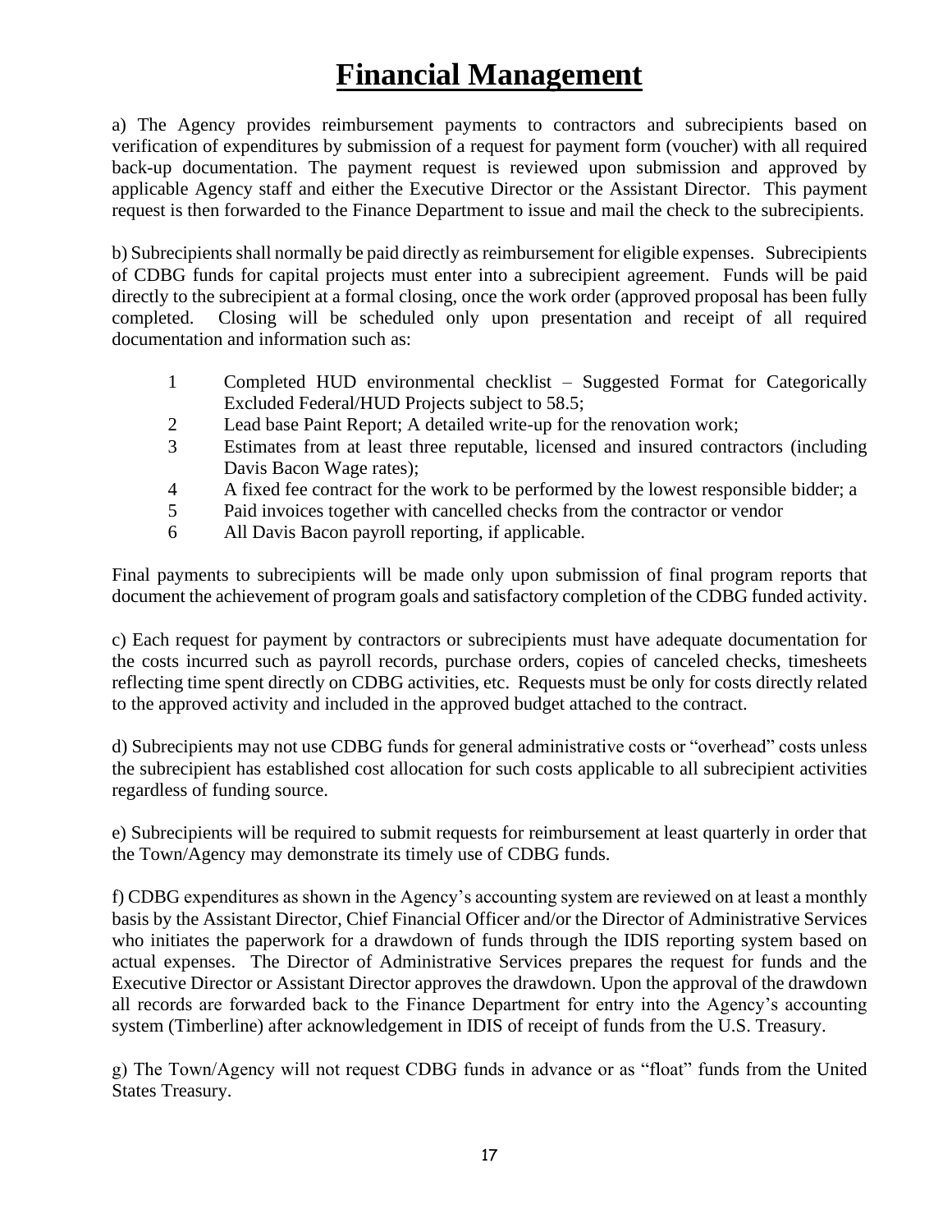# Financial Management

a) The Agency provides reimbursement payments to contractors and subrecipients based on verification of expenditures by submission of a request for payment form (voucher) with all required back-up documentation. The payment request is reviewed upon submission and approved by applicable Agency staff and either the Executive Director or the Assistant Director. This payment request is then forwarded to the Finance Department to issue and mail the check to the subrecipients.

b) Subrecipients shall normally be paid directly as reimbursement for eligible expenses. Subrecipients of CDBG funds for capital projects must enter into a subrecipient agreement. Funds will be paid directly to the subrecipient at a formal closing, once the work order (approved proposal has been fully completed. Closing will be scheduled only upon presentation and receipt of all required documentation and information such as:

1. Completed HUD environmental checklist – Suggested Format for Categorically Excluded Federal/HUD Projects subject to 58.5;
2. Lead base Paint Report; A detailed write-up for the renovation work;
3. Estimates from at least three reputable, licensed and insured contractors (including Davis Bacon Wage rates);
4. A fixed fee contract for the work to be performed by the lowest responsible bidder; a
5. Paid invoices together with cancelled checks from the contractor or vendor
6. All Davis Bacon payroll reporting, if applicable.

Final payments to subrecipients will be made only upon submission of final program reports that document the achievement of program goals and satisfactory completion of the CDBG funded activity.

c) Each request for payment by contractors or subrecipients must have adequate documentation for the costs incurred such as payroll records, purchase orders, copies of canceled checks, timesheets reflecting time spent directly on CDBG activities, etc. Requests must be only for costs directly related to the approved activity and included in the approved budget attached to the contract.

d) Subrecipients may not use CDBG funds for general administrative costs or "overhead" costs unless the subrecipient has established cost allocation for such costs applicable to all subrecipient activities regardless of funding source.

e) Subrecipients will be required to submit requests for reimbursement at least quarterly in order that the Town/Agency may demonstrate its timely use of CDBG funds.

f) CDBG expenditures as shown in the Agency's accounting system are reviewed on at least a monthly basis by the Assistant Director, Chief Financial Officer and/or the Director of Administrative Services who initiates the paperwork for a drawdown of funds through the IDIS reporting system based on actual expenses. The Director of Administrative Services prepares the request for funds and the Executive Director or Assistant Director approves the drawdown. Upon the approval of the drawdown all records are forwarded back to the Finance Department for entry into the Agency's accounting system (Timberline) after acknowledgement in IDIS of receipt of funds from the U.S. Treasury.

g) The Town/Agency will not request CDBG funds in advance or as "float" funds from the United States Treasury.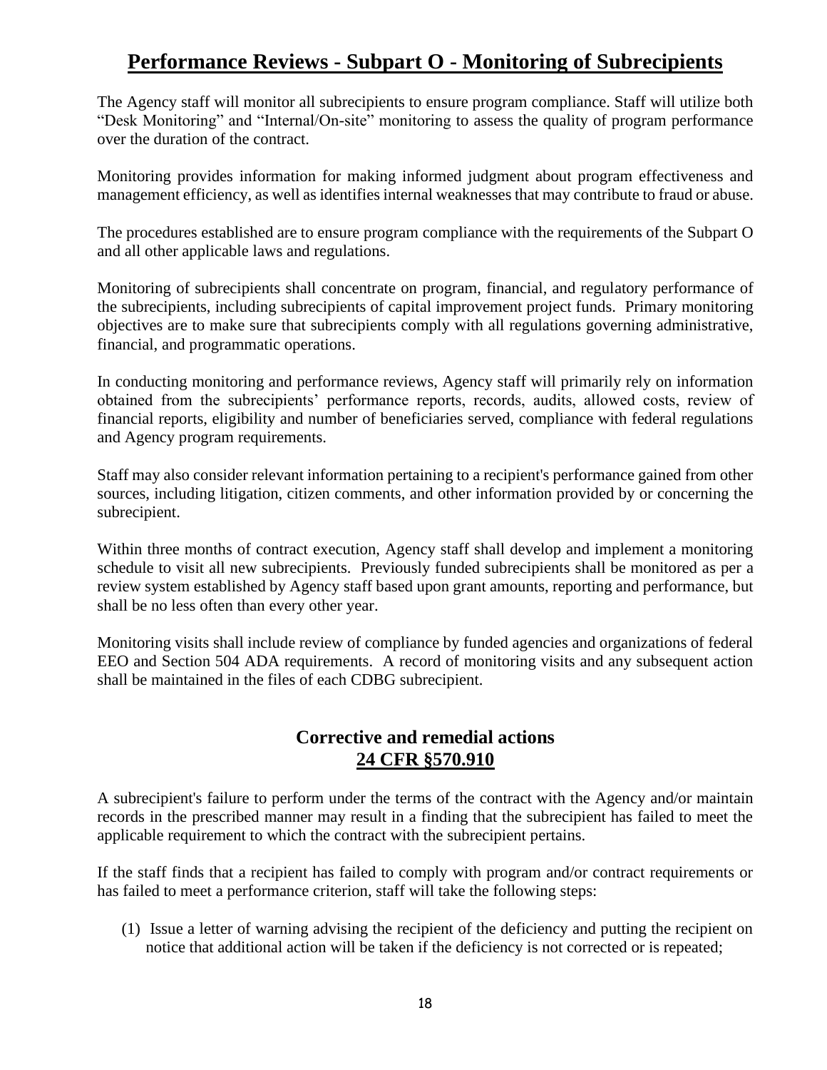## Performance Reviews - Subpart O - Monitoring of Subrecipients

The Agency staff will monitor all subrecipients to ensure program compliance. Staff will utilize both "Desk Monitoring" and "Internal/On-site" monitoring to assess the quality of program performance over the duration of the contract.

Monitoring provides information for making informed judgment about program effectiveness and management efficiency, as well as identifies internal weaknesses that may contribute to fraud or abuse.

The procedures established are to ensure program compliance with the requirements of the Subpart O and all other applicable laws and regulations.

Monitoring of subrecipients shall concentrate on program, financial, and regulatory performance of the subrecipients, including subrecipients of capital improvement project funds. Primary monitoring objectives are to make sure that subrecipients comply with all regulations governing administrative, financial, and programmatic operations.

In conducting monitoring and performance reviews, Agency staff will primarily rely on information obtained from the subrecipients' performance reports, records, audits, allowed costs, review of financial reports, eligibility and number of beneficiaries served, compliance with federal regulations and Agency program requirements.

Staff may also consider relevant information pertaining to a recipient's performance gained from other sources, including litigation, citizen comments, and other information provided by or concerning the subrecipient.

Within three months of contract execution, Agency staff shall develop and implement a monitoring schedule to visit all new subrecipients. Previously funded subrecipients shall be monitored as per a review system established by Agency staff based upon grant amounts, reporting and performance, but shall be no less often than every other year.

Monitoring visits shall include review of compliance by funded agencies and organizations of federal EEO and Section 504 ADA requirements. A record of monitoring visits and any subsequent action shall be maintained in the files of each CDBG subrecipient.

### Corrective and remedial actions
### 24 CFR §570.910

A subrecipient's failure to perform under the terms of the contract with the Agency and/or maintain records in the prescribed manner may result in a finding that the subrecipient has failed to meet the applicable requirement to which the contract with the subrecipient pertains.

If the staff finds that a recipient has failed to comply with program and/or contract requirements or has failed to meet a performance criterion, staff will take the following steps:

(1) Issue a letter of warning advising the recipient of the deficiency and putting the recipient on notice that additional action will be taken if the deficiency is not corrected or is repeated;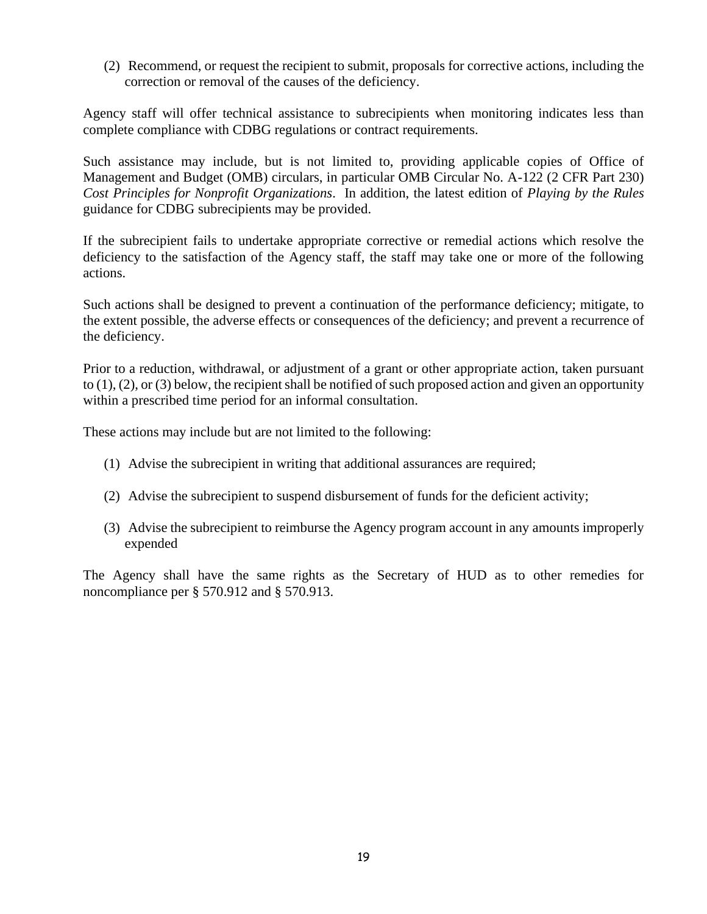(2) Recommend, or request the recipient to submit, proposals for corrective actions, including the correction or removal of the causes of the deficiency.

Agency staff will offer technical assistance to subrecipients when monitoring indicates less than complete compliance with CDBG regulations or contract requirements.

Such assistance may include, but is not limited to, providing applicable copies of Office of Management and Budget (OMB) circulars, in particular OMB Circular No. A-122 (2 CFR Part 230) *Cost Principles for Nonprofit Organizations*. In addition, the latest edition of *Playing by the Rules* guidance for CDBG subrecipients may be provided.

If the subrecipient fails to undertake appropriate corrective or remedial actions which resolve the deficiency to the satisfaction of the Agency staff, the staff may take one or more of the following actions.

Such actions shall be designed to prevent a continuation of the performance deficiency; mitigate, to the extent possible, the adverse effects or consequences of the deficiency; and prevent a recurrence of the deficiency.

Prior to a reduction, withdrawal, or adjustment of a grant or other appropriate action, taken pursuant to (1), (2), or (3) below, the recipient shall be notified of such proposed action and given an opportunity within a prescribed time period for an informal consultation.

These actions may include but are not limited to the following:

(1) Advise the subrecipient in writing that additional assurances are required;

(2) Advise the subrecipient to suspend disbursement of funds for the deficient activity;

(3) Advise the subrecipient to reimburse the Agency program account in any amounts improperly expended

The Agency shall have the same rights as the Secretary of HUD as to other remedies for noncompliance per § 570.912 and § 570.913.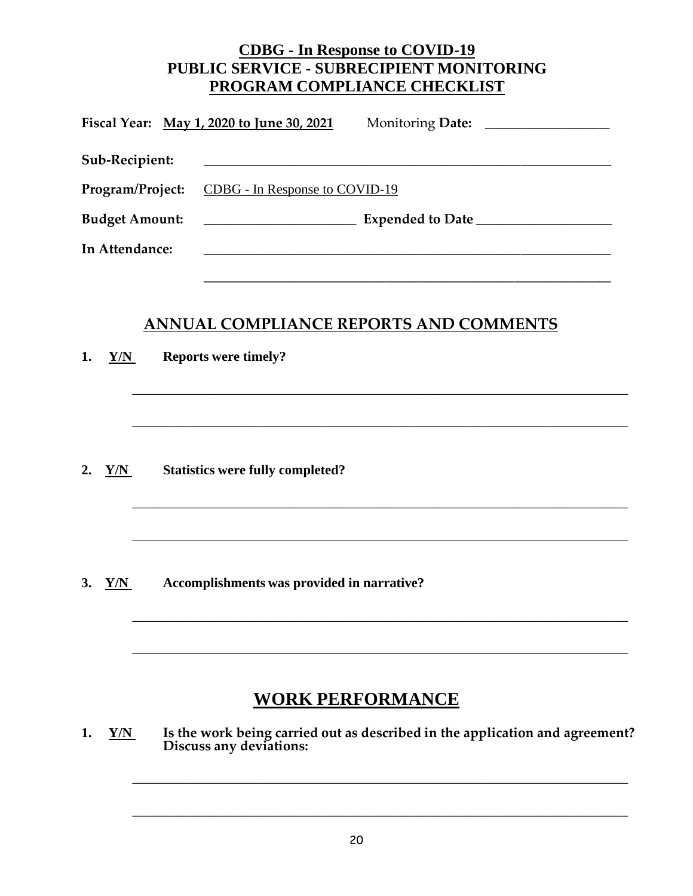# CDBG - In Response to COVID-19
# PUBLIC SERVICE - SUBRECIPIENT MONITORING
# PROGRAM COMPLIANCE CHECKLIST

**Fiscal Year:** **May 1, 2020 to June 30, 2021** Monitoring **Date:** ___________________

**Sub-Recipient:** ______________________________________________________________

**Program/Project:** CDBG - In Response to COVID-19

**Budget Amount:** ______________________ **Expended to Date** ____________________

**In Attendance:** ______________________________________________________________

______________________________________________________________

## ANNUAL COMPLIANCE REPORTS AND COMMENTS

**1. Y/N Reports were timely?**

___________________________________________________________________________

___________________________________________________________________________

**2. Y/N Statistics were fully completed?**

___________________________________________________________________________

___________________________________________________________________________

**3. Y/N Accomplishments was provided in narrative?**

___________________________________________________________________________

___________________________________________________________________________

## WORK PERFORMANCE

**1. Y/N Is the work being carried out as described in the application and agreement? Discuss any deviations:**

___________________________________________________________________________

___________________________________________________________________________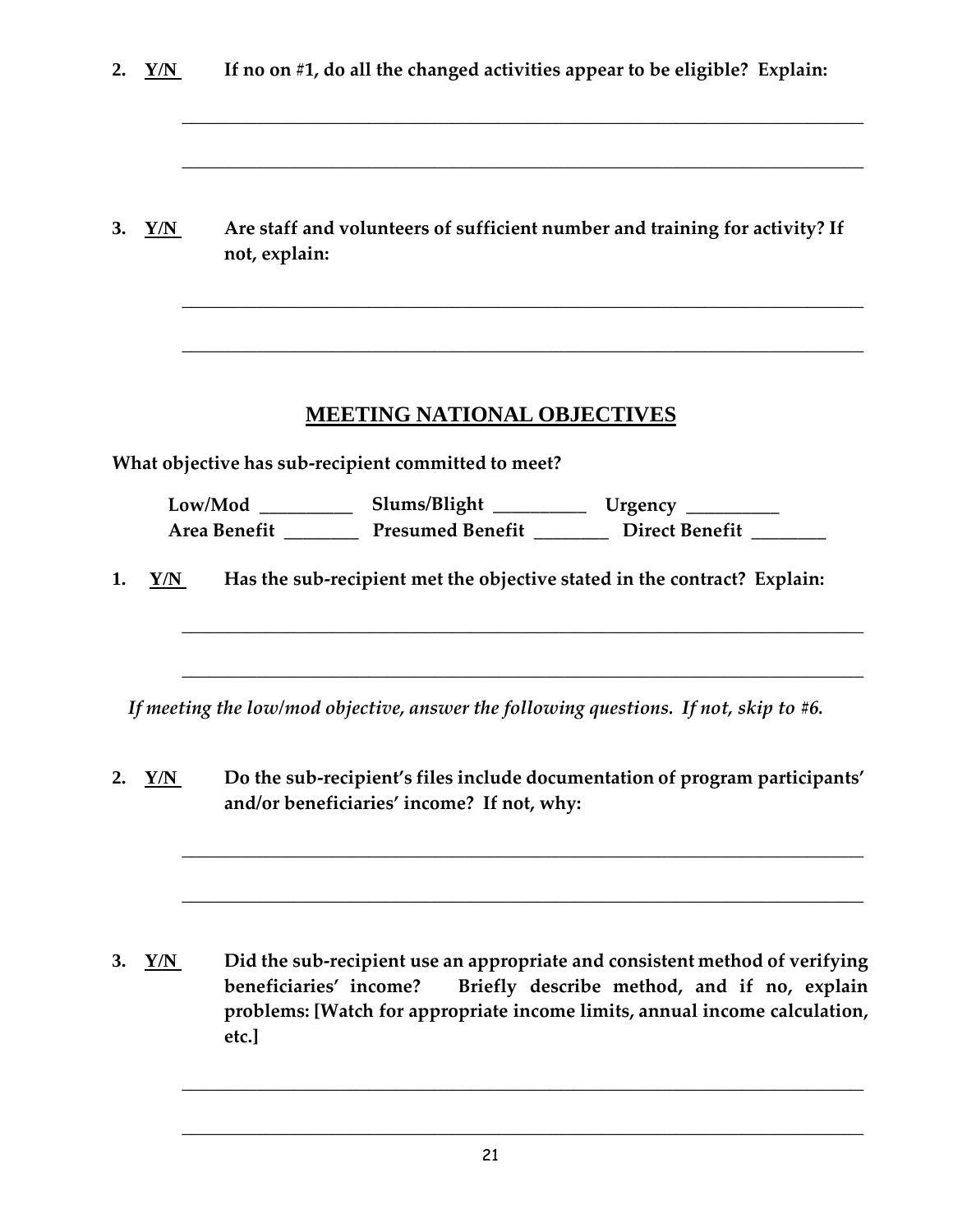2. **Y/N** **If no on #1, do all the changed activities appear to be eligible? Explain:**

_____________________________________________________________________________

_____________________________________________________________________________

3. **Y/N** **Are staff and volunteers of sufficient number and training for activity? If not, explain:**

_____________________________________________________________________________

_____________________________________________________________________________

## MEETING NATIONAL OBJECTIVES

**What objective has sub-recipient committed to meet?**

**Low/Mod** __________ **Slums/Blight** __________ **Urgency** __________
**Area Benefit** ________ **Presumed Benefit** ________ **Direct Benefit** ________

1. **Y/N** **Has the sub-recipient met the objective stated in the contract? Explain:**

_____________________________________________________________________________

_____________________________________________________________________________

*If meeting the low/mod objective, answer the following questions. If not, skip to #6.*

2. **Y/N** **Do the sub-recipient's files include documentation of program participants' and/or beneficiaries' income? If not, why:**

_____________________________________________________________________________

_____________________________________________________________________________

3. **Y/N** **Did the sub-recipient use an appropriate and consistent method of verifying beneficiaries' income? Briefly describe method, and if no, explain problems: [Watch for appropriate income limits, annual income calculation, etc.]**

_____________________________________________________________________________

_____________________________________________________________________________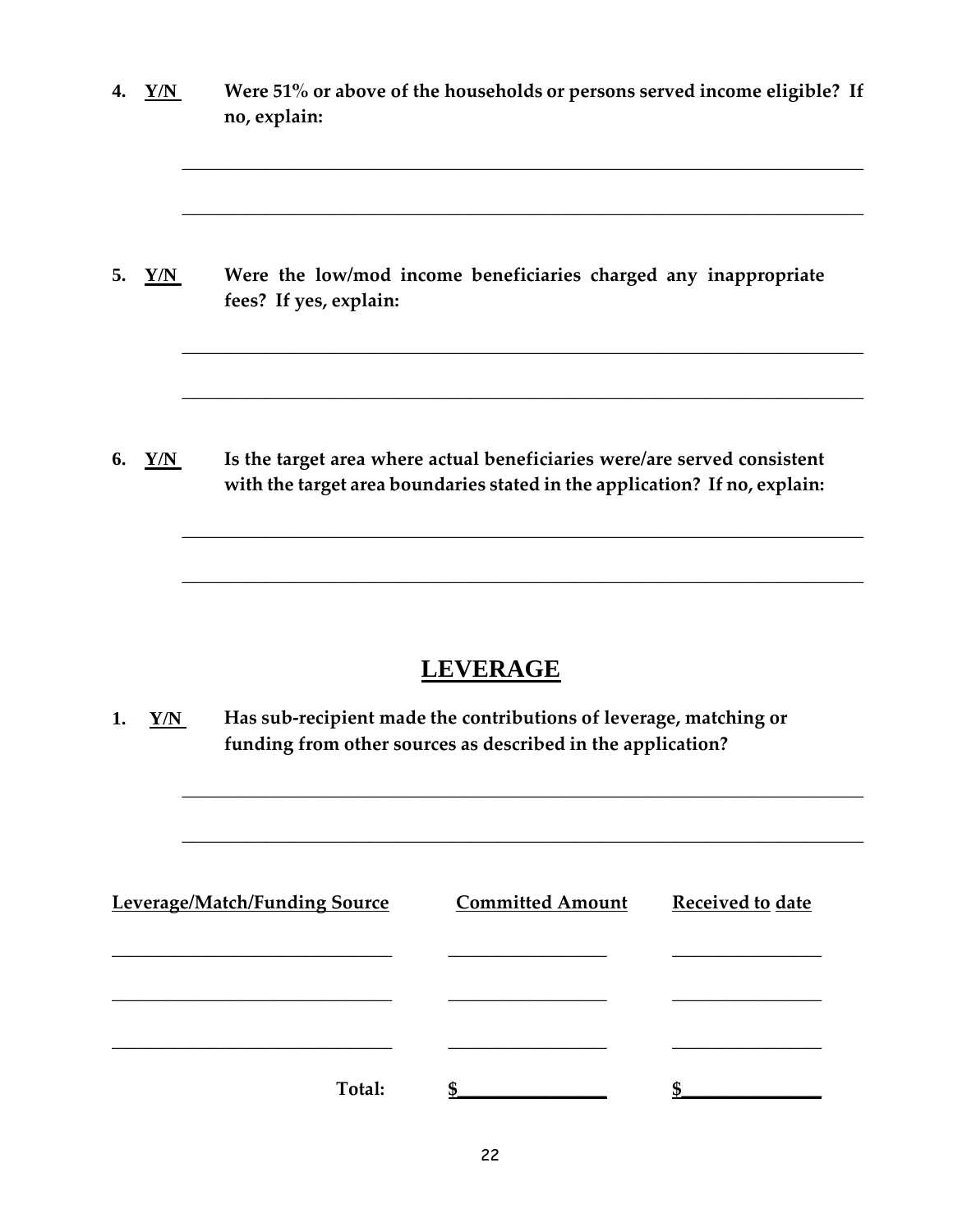4. **Y/N** **Were 51% or above of the households or persons served income eligible? If no, explain:**

________________________________________________________________________

________________________________________________________________________

5. **Y/N** **Were the low/mod income beneficiaries charged any inappropriate fees? If yes, explain:**

________________________________________________________________________

________________________________________________________________________

6. **Y/N** **Is the target area where actual beneficiaries were/are served consistent with the target area boundaries stated in the application? If no, explain:**

________________________________________________________________________

________________________________________________________________________

# LEVERAGE

1. **Y/N** **Has sub-recipient made the contributions of leverage, matching or funding from other sources as described in the application?**

________________________________________________________________________

________________________________________________________________________

| Leverage/Match/Funding Source | Committed Amount | Received to date |
|---|---|---|
| ______________________________ | ________________ | _______________ |
| ______________________________ | ________________ | _______________ |
| ______________________________ | ________________ | _______________ |
| **Total:** | $________________ | $_______________ |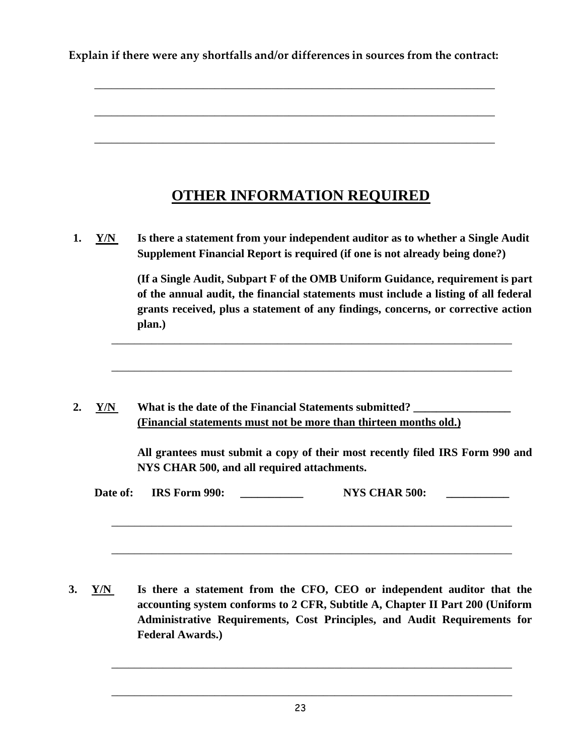**Explain if there were any shortfalls and/or differences in sources from the contract:**

\_\_\_\_\_\_\_\_\_\_\_\_\_\_\_\_\_\_\_\_\_\_\_\_\_\_\_\_\_\_\_\_\_\_\_\_\_\_\_\_\_\_\_\_\_\_\_\_\_\_\_\_\_\_\_\_\_\_\_\_\_\_\_\_\_\_\_\_\_\_

\_\_\_\_\_\_\_\_\_\_\_\_\_\_\_\_\_\_\_\_\_\_\_\_\_\_\_\_\_\_\_\_\_\_\_\_\_\_\_\_\_\_\_\_\_\_\_\_\_\_\_\_\_\_\_\_\_\_\_\_\_\_\_\_\_\_\_\_\_\_

\_\_\_\_\_\_\_\_\_\_\_\_\_\_\_\_\_\_\_\_\_\_\_\_\_\_\_\_\_\_\_\_\_\_\_\_\_\_\_\_\_\_\_\_\_\_\_\_\_\_\_\_\_\_\_\_\_\_\_\_\_\_\_\_\_\_\_\_\_\_

# OTHER INFORMATION REQUIRED

**1. Y/N Is there a statement from your independent auditor as to whether a Single Audit Supplement Financial Report is required (if one is not already being done?)**

**(If a Single Audit, Subpart F of the OMB Uniform Guidance, requirement is part of the annual audit, the financial statements must include a listing of all federal grants received, plus a statement of any findings, concerns, or corrective action plan.)**

\_\_\_\_\_\_\_\_\_\_\_\_\_\_\_\_\_\_\_\_\_\_\_\_\_\_\_\_\_\_\_\_\_\_\_\_\_\_\_\_\_\_\_\_\_\_\_\_\_\_\_\_\_\_\_\_\_\_\_\_\_\_\_\_\_\_\_\_\_\_

\_\_\_\_\_\_\_\_\_\_\_\_\_\_\_\_\_\_\_\_\_\_\_\_\_\_\_\_\_\_\_\_\_\_\_\_\_\_\_\_\_\_\_\_\_\_\_\_\_\_\_\_\_\_\_\_\_\_\_\_\_\_\_\_\_\_\_\_\_\_

**2. Y/N What is the date of the Financial Statements submitted? \_\_\_\_\_\_\_\_\_\_\_\_\_\_\_\_\_**
**(Financial statements must not be more than thirteen months old.)**

**All grantees must submit a copy of their most recently filed IRS Form 990 and NYS CHAR 500, and all required attachments.**

**Date of: IRS Form 990: \_\_\_\_\_\_\_\_\_\_\_ NYS CHAR 500: \_\_\_\_\_\_\_\_\_\_\_**

\_\_\_\_\_\_\_\_\_\_\_\_\_\_\_\_\_\_\_\_\_\_\_\_\_\_\_\_\_\_\_\_\_\_\_\_\_\_\_\_\_\_\_\_\_\_\_\_\_\_\_\_\_\_\_\_\_\_\_\_\_\_\_\_\_\_\_\_\_\_

\_\_\_\_\_\_\_\_\_\_\_\_\_\_\_\_\_\_\_\_\_\_\_\_\_\_\_\_\_\_\_\_\_\_\_\_\_\_\_\_\_\_\_\_\_\_\_\_\_\_\_\_\_\_\_\_\_\_\_\_\_\_\_\_\_\_\_\_\_\_

**3. Y/N Is there a statement from the CFO, CEO or independent auditor that the accounting system conforms to 2 CFR, Subtitle A, Chapter II Part 200 (Uniform Administrative Requirements, Cost Principles, and Audit Requirements for Federal Awards.)**

\_\_\_\_\_\_\_\_\_\_\_\_\_\_\_\_\_\_\_\_\_\_\_\_\_\_\_\_\_\_\_\_\_\_\_\_\_\_\_\_\_\_\_\_\_\_\_\_\_\_\_\_\_\_\_\_\_\_\_\_\_\_\_\_\_\_\_\_\_\_

\_\_\_\_\_\_\_\_\_\_\_\_\_\_\_\_\_\_\_\_\_\_\_\_\_\_\_\_\_\_\_\_\_\_\_\_\_\_\_\_\_\_\_\_\_\_\_\_\_\_\_\_\_\_\_\_\_\_\_\_\_\_\_\_\_\_\_\_\_\_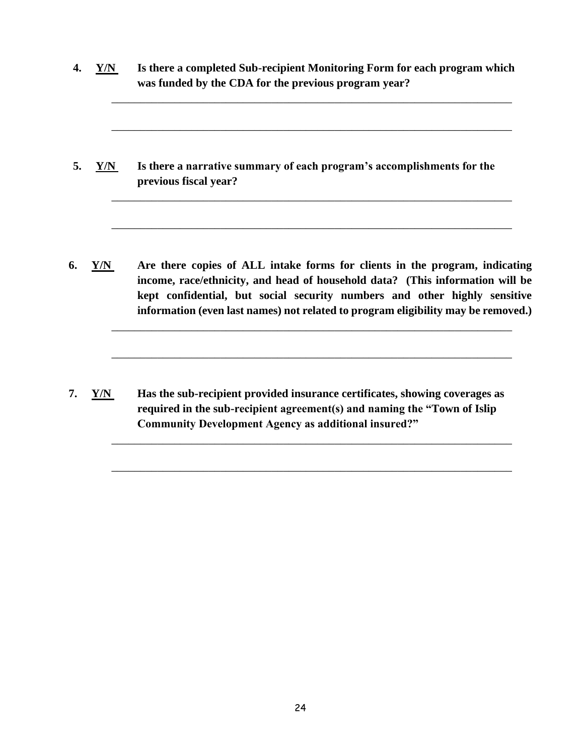4. **<u>Y/N</u>** **Is there a completed Sub-recipient Monitoring Form for each program which was funded by the CDA for the previous program year?**

___________________________________________________________________________

___________________________________________________________________________

5. **<u>Y/N</u>** **Is there a narrative summary of each program's accomplishments for the previous fiscal year?**

___________________________________________________________________________

___________________________________________________________________________

6. **<u>Y/N</u>** **Are there copies of ALL intake forms for clients in the program, indicating income, race/ethnicity, and head of household data? (This information will be kept confidential, but social security numbers and other highly sensitive information (even last names) not related to program eligibility may be removed.)**

___________________________________________________________________________

___________________________________________________________________________

7. **<u>Y/N</u>** **Has the sub-recipient provided insurance certificates, showing coverages as required in the sub-recipient agreement(s) and naming the "Town of Islip Community Development Agency as additional insured?"**

___________________________________________________________________________

___________________________________________________________________________